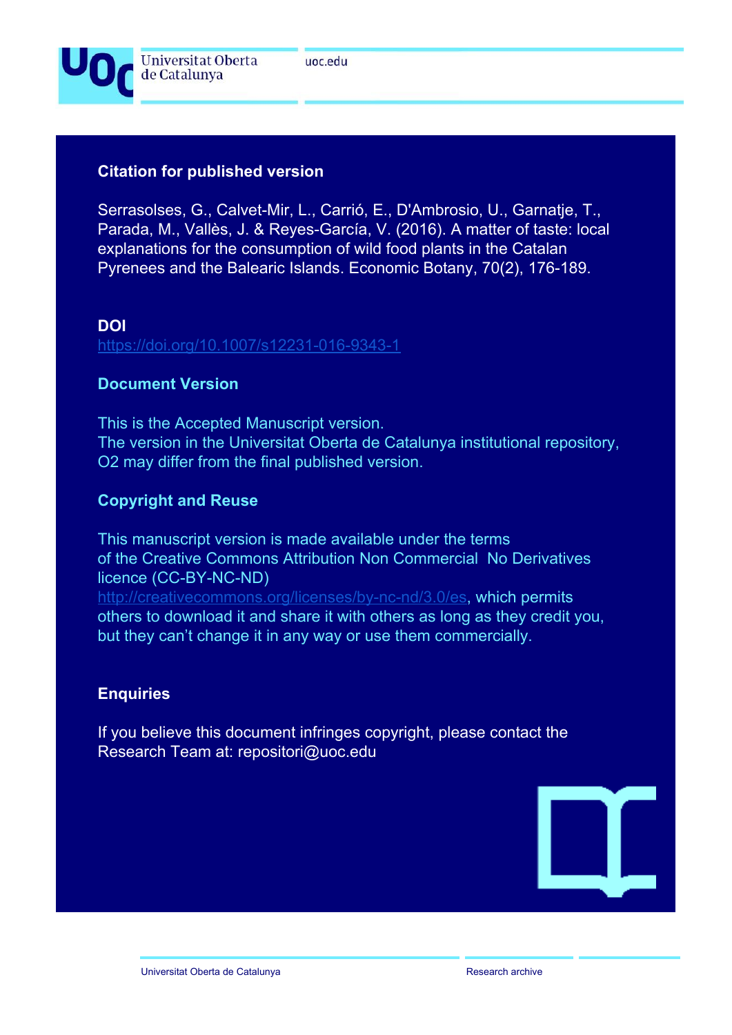Universitat Oberta de Catalunya

uoc.edu

### Citation for published version

Serrasolses, G., Calvet-Mir, L., Carrió, E., D'Ambrosio, U., Garnatje, T., Parada, M., Vallès, J. & Reyes-García, V. (2016). A matter of taste: local explanations for the consumption of wild food plants in the Catalan Pyrenees and the Balearic Islands. Economic Botany, 70(2), 176-189.

### DOI

https://doi.org/10.1007/s12231-016-9343-1

### Document Version

This is the Accepted Manuscript version.
The version in the Universitat Oberta de Catalunya institutional repository, O2 may differ from the final published version.

### Copyright and Reuse

This manuscript version is made available under the terms of the Creative Commons Attribution Non Commercial No Derivatives licence (CC-BY-NC-ND) http://creativecommons.org/licenses/by-nc-nd/3.0/es, which permits others to download it and share it with others as long as they credit you, but they can't change it in any way or use them commercially.

### Enquiries

If you believe this document infringes copyright, please contact the Research Team at: repositori@uoc.edu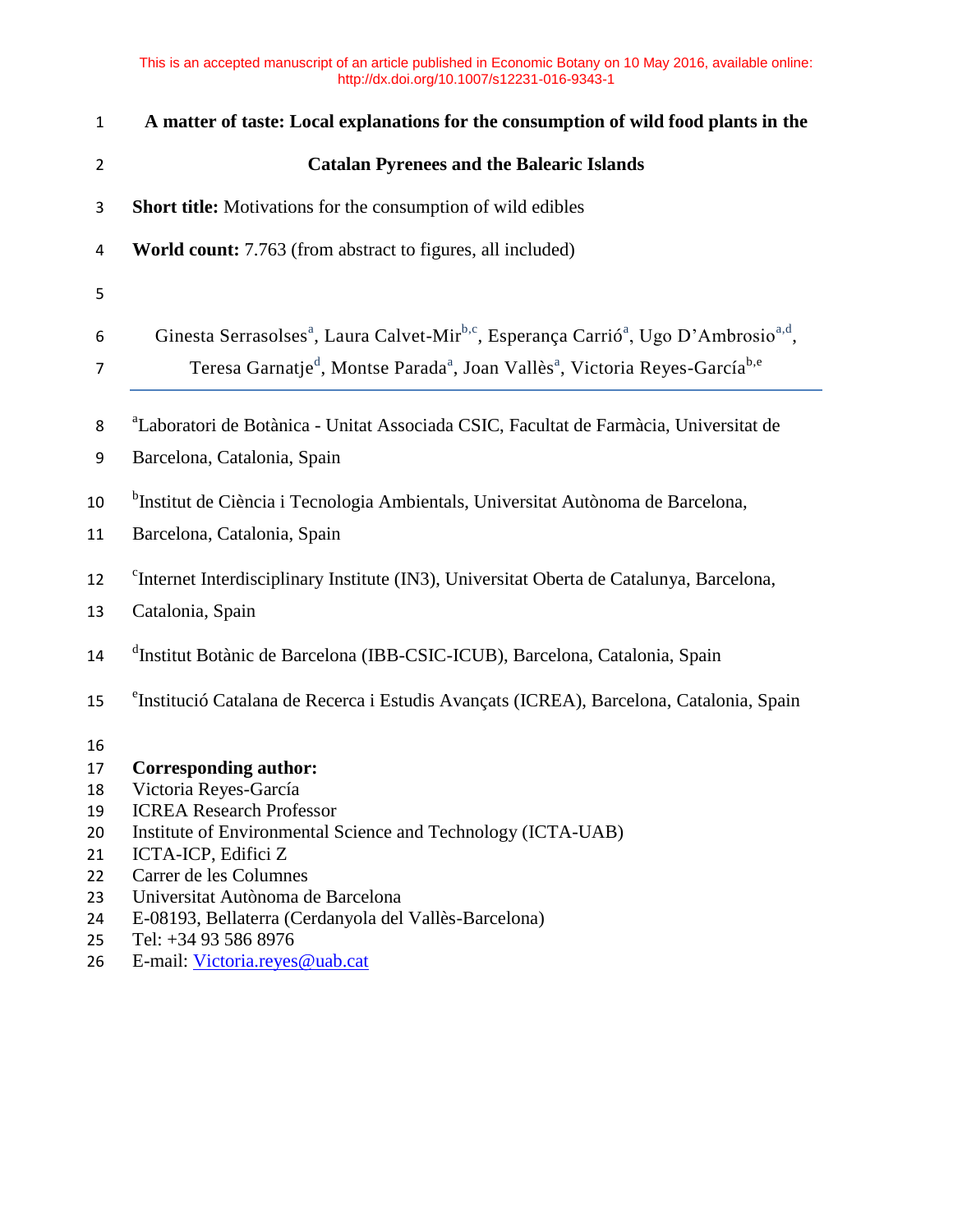This is an accepted manuscript of an article published in Economic Botany on 10 May 2016, available online: http://dx.doi.org/10.1007/s12231-016-9343-1

# A matter of taste: Local explanations for the consumption of wild food plants in the Catalan Pyrenees and the Balearic Islands

**Short title:** Motivations for the consumption of wild edibles

**World count:** 7.763 (from abstract to figures, all included)

Ginesta Serrasolses[a], Laura Calvet-Mir[b,c], Esperança Carrió[a], Ugo D'Ambrosio[a,d], Teresa Garnatje[d], Montse Parada[a], Joan Vallès[a], Victoria Reyes-García[b,e]

[a]Laboratori de Botànica - Unitat Associada CSIC, Facultat de Farmàcia, Universitat de Barcelona, Catalonia, Spain

[b]Institut de Ciència i Tecnologia Ambientals, Universitat Autònoma de Barcelona, Barcelona, Catalonia, Spain

[c]Internet Interdisciplinary Institute (IN3), Universitat Oberta de Catalunya, Barcelona, Catalonia, Spain

[d]Institut Botànic de Barcelona (IBB-CSIC-ICUB), Barcelona, Catalonia, Spain

[e]Institució Catalana de Recerca i Estudis Avançats (ICREA), Barcelona, Catalonia, Spain

**Corresponding author:**
Victoria Reyes-García
ICREA Research Professor
Institute of Environmental Science and Technology (ICTA-UAB)
ICTA-ICP, Edifici Z
Carrer de les Columnes
Universitat Autònoma de Barcelona
E-08193, Bellaterra (Cerdanyola del Vallès-Barcelona)
Tel: +34 93 586 8976
E-mail: Victoria.reyes@uab.cat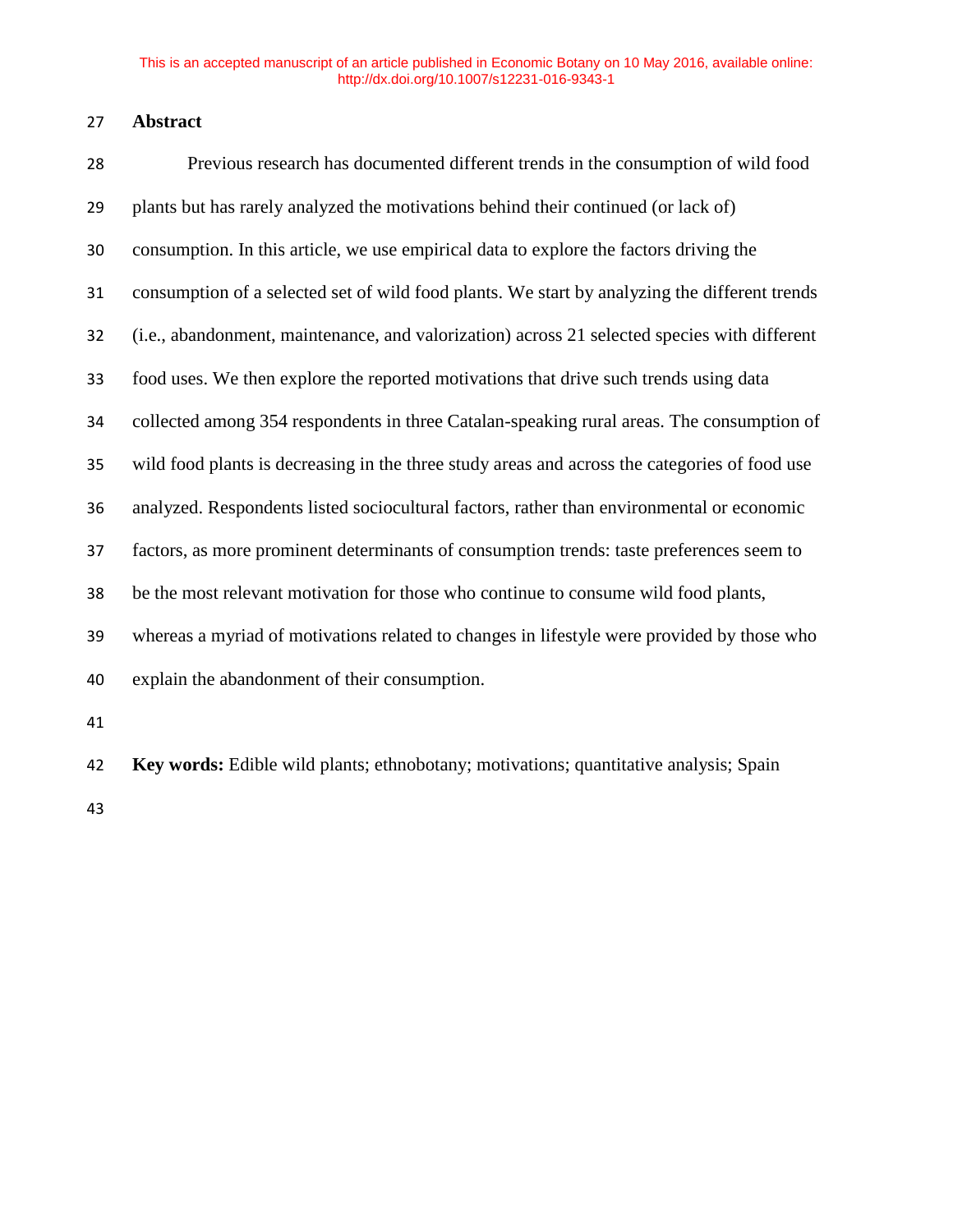## Abstract

Previous research has documented different trends in the consumption of wild food plants but has rarely analyzed the motivations behind their continued (or lack of) consumption. In this article, we use empirical data to explore the factors driving the consumption of a selected set of wild food plants. We start by analyzing the different trends (i.e., abandonment, maintenance, and valorization) across 21 selected species with different food uses. We then explore the reported motivations that drive such trends using data collected among 354 respondents in three Catalan-speaking rural areas. The consumption of wild food plants is decreasing in the three study areas and across the categories of food use analyzed. Respondents listed sociocultural factors, rather than environmental or economic factors, as more prominent determinants of consumption trends: taste preferences seem to be the most relevant motivation for those who continue to consume wild food plants, whereas a myriad of motivations related to changes in lifestyle were provided by those who explain the abandonment of their consumption.

**Key words:** Edible wild plants; ethnobotany; motivations; quantitative analysis; Spain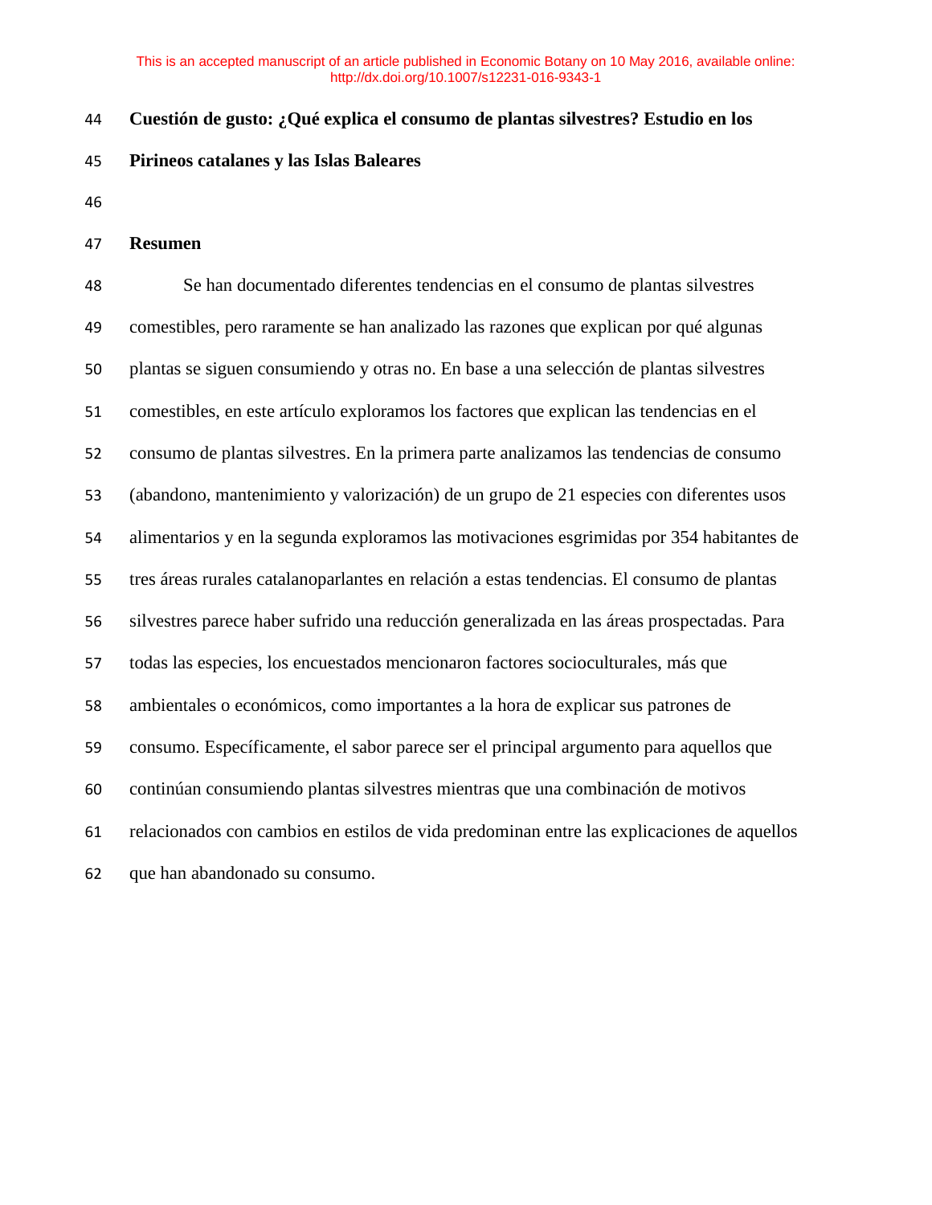**Cuestión de gusto: ¿Qué explica el consumo de plantas silvestres? Estudio en los Pirineos catalanes y las Islas Baleares**

**Resumen**

Se han documentado diferentes tendencias en el consumo de plantas silvestres comestibles, pero raramente se han analizado las razones que explican por qué algunas plantas se siguen consumiendo y otras no. En base a una selección de plantas silvestres comestibles, en este artículo exploramos los factores que explican las tendencias en el consumo de plantas silvestres. En la primera parte analizamos las tendencias de consumo (abandono, mantenimiento y valorización) de un grupo de 21 especies con diferentes usos alimentarios y en la segunda exploramos las motivaciones esgrimidas por 354 habitantes de tres áreas rurales catalanoparlantes en relación a estas tendencias. El consumo de plantas silvestres parece haber sufrido una reducción generalizada en las áreas prospectadas. Para todas las especies, los encuestados mencionaron factores socioculturales, más que ambientales o económicos, como importantes a la hora de explicar sus patrones de consumo. Específicamente, el sabor parece ser el principal argumento para aquellos que continúan consumiendo plantas silvestres mientras que una combinación de motivos relacionados con cambios en estilos de vida predominan entre las explicaciones de aquellos que han abandonado su consumo.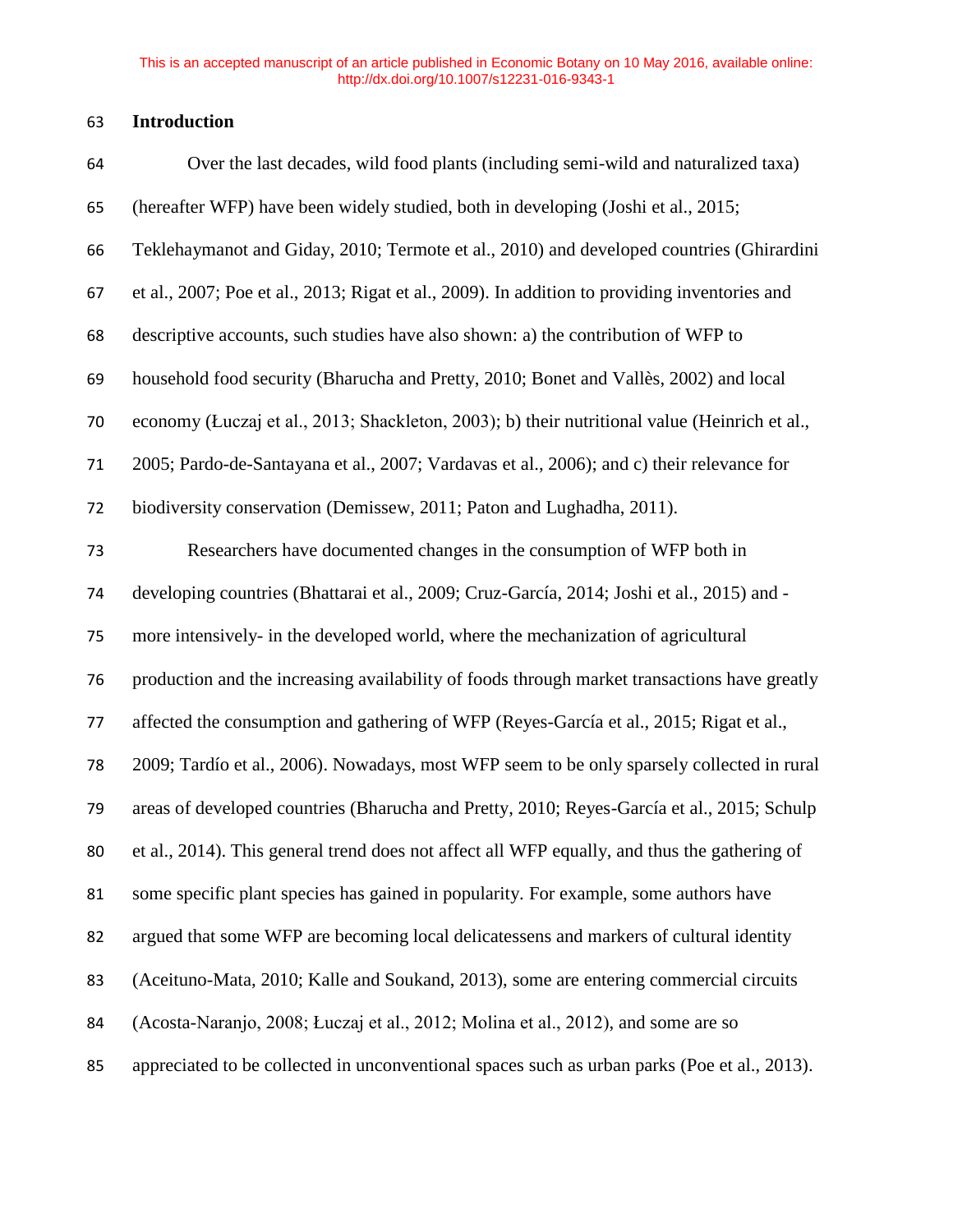## Introduction

Over the last decades, wild food plants (including semi-wild and naturalized taxa) (hereafter WFP) have been widely studied, both in developing (Joshi et al., 2015; Teklehaymanot and Giday, 2010; Termote et al., 2010) and developed countries (Ghirardini et al., 2007; Poe et al., 2013; Rigat et al., 2009). In addition to providing inventories and descriptive accounts, such studies have also shown: a) the contribution of WFP to household food security (Bharucha and Pretty, 2010; Bonet and Vallès, 2002) and local economy (Łuczaj et al., 2013; Shackleton, 2003); b) their nutritional value (Heinrich et al., 2005; Pardo-de-Santayana et al., 2007; Vardavas et al., 2006); and c) their relevance for biodiversity conservation (Demissew, 2011; Paton and Lughadha, 2011).

Researchers have documented changes in the consumption of WFP both in developing countries (Bhattarai et al., 2009; Cruz-García, 2014; Joshi et al., 2015) and -more intensively- in the developed world, where the mechanization of agricultural production and the increasing availability of foods through market transactions have greatly affected the consumption and gathering of WFP (Reyes-García et al., 2015; Rigat et al., 2009; Tardío et al., 2006). Nowadays, most WFP seem to be only sparsely collected in rural areas of developed countries (Bharucha and Pretty, 2010; Reyes-García et al., 2015; Schulp et al., 2014). This general trend does not affect all WFP equally, and thus the gathering of some specific plant species has gained in popularity. For example, some authors have argued that some WFP are becoming local delicatessens and markers of cultural identity (Aceituno-Mata, 2010; Kalle and Soukand, 2013), some are entering commercial circuits (Acosta-Naranjo, 2008; Łuczaj et al., 2012; Molina et al., 2012), and some are so appreciated to be collected in unconventional spaces such as urban parks (Poe et al., 2013).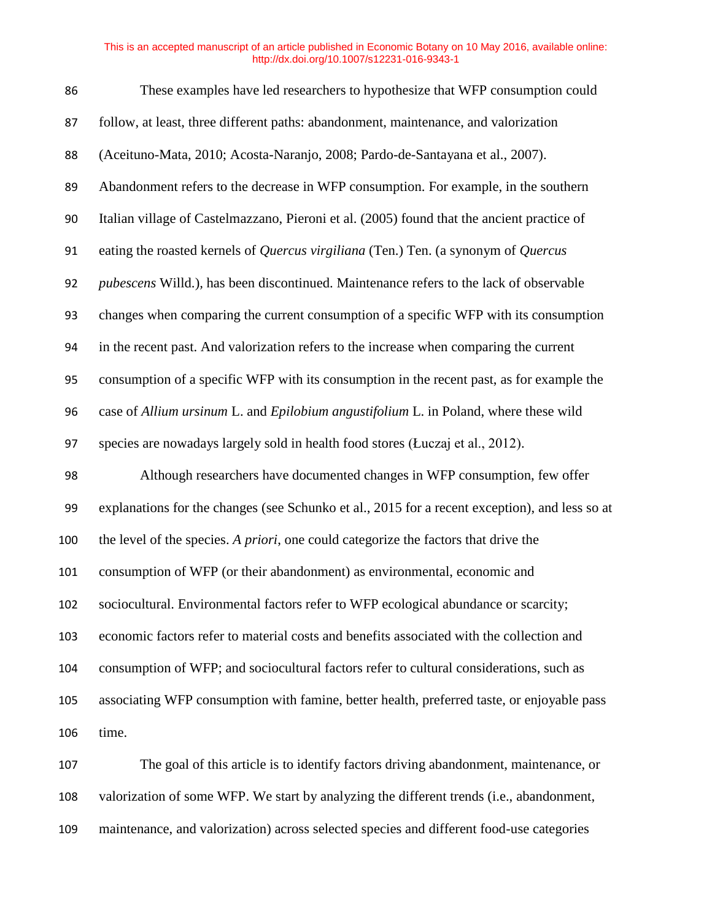These examples have led researchers to hypothesize that WFP consumption could follow, at least, three different paths: abandonment, maintenance, and valorization (Aceituno-Mata, 2010; Acosta-Naranjo, 2008; Pardo-de-Santayana et al., 2007). Abandonment refers to the decrease in WFP consumption. For example, in the southern Italian village of Castelmazzano, Pieroni et al. (2005) found that the ancient practice of eating the roasted kernels of *Quercus virgiliana* (Ten.) Ten. (a synonym of *Quercus pubescens* Willd.), has been discontinued. Maintenance refers to the lack of observable changes when comparing the current consumption of a specific WFP with its consumption in the recent past. And valorization refers to the increase when comparing the current consumption of a specific WFP with its consumption in the recent past, as for example the case of *Allium ursinum* L. and *Epilobium angustifolium* L. in Poland, where these wild species are nowadays largely sold in health food stores (Łuczaj et al., 2012).

Although researchers have documented changes in WFP consumption, few offer explanations for the changes (see Schunko et al., 2015 for a recent exception), and less so at the level of the species. *A priori*, one could categorize the factors that drive the consumption of WFP (or their abandonment) as environmental, economic and sociocultural. Environmental factors refer to WFP ecological abundance or scarcity; economic factors refer to material costs and benefits associated with the collection and consumption of WFP; and sociocultural factors refer to cultural considerations, such as associating WFP consumption with famine, better health, preferred taste, or enjoyable pass time.

The goal of this article is to identify factors driving abandonment, maintenance, or valorization of some WFP. We start by analyzing the different trends (i.e., abandonment, maintenance, and valorization) across selected species and different food-use categories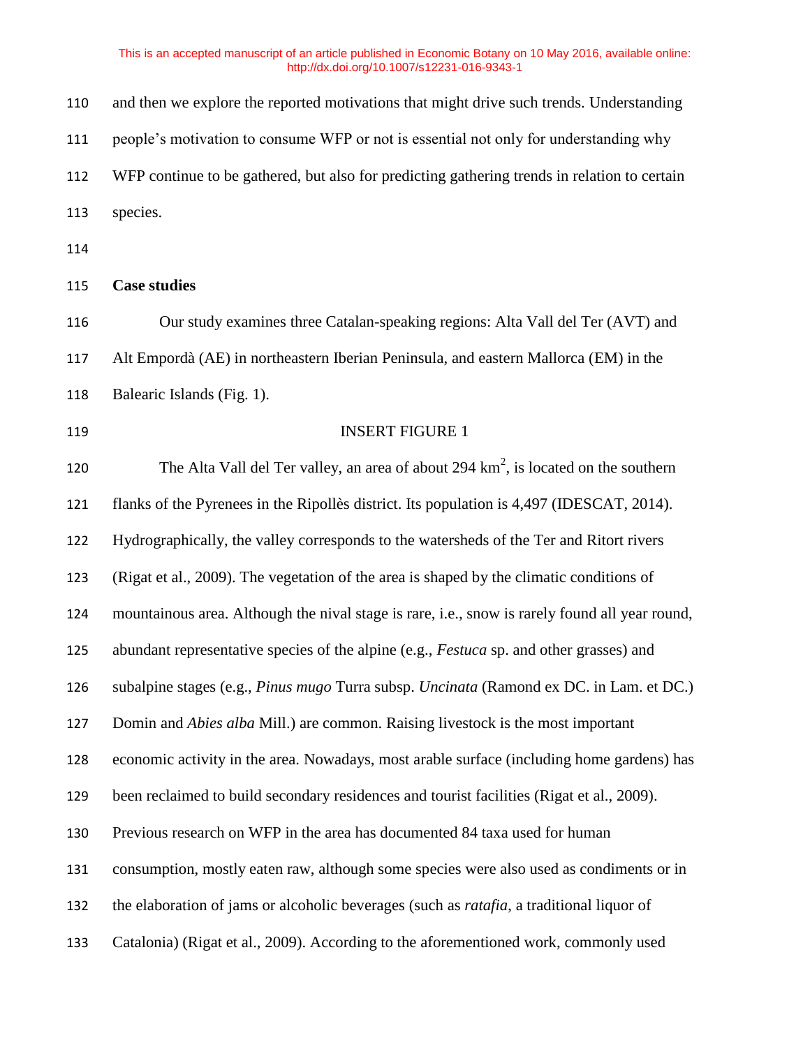and then we explore the reported motivations that might drive such trends. Understanding people's motivation to consume WFP or not is essential not only for understanding why WFP continue to be gathered, but also for predicting gathering trends in relation to certain species.

**Case studies**

Our study examines three Catalan-speaking regions: Alta Vall del Ter (AVT) and Alt Empordà (AE) in northeastern Iberian Peninsula, and eastern Mallorca (EM) in the Balearic Islands (Fig. 1).

INSERT FIGURE 1

The Alta Vall del Ter valley, an area of about 294 km$^2$, is located on the southern flanks of the Pyrenees in the Ripollès district. Its population is 4,497 (IDESCAT, 2014). Hydrographically, the valley corresponds to the watersheds of the Ter and Ritort rivers (Rigat et al., 2009). The vegetation of the area is shaped by the climatic conditions of mountainous area. Although the nival stage is rare, i.e., snow is rarely found all year round, abundant representative species of the alpine (e.g., *Festuca* sp. and other grasses) and subalpine stages (e.g., *Pinus mugo* Turra subsp. *Uncinata* (Ramond ex DC. in Lam. et DC.) Domin and *Abies alba* Mill.) are common. Raising livestock is the most important economic activity in the area. Nowadays, most arable surface (including home gardens) has been reclaimed to build secondary residences and tourist facilities (Rigat et al., 2009). Previous research on WFP in the area has documented 84 taxa used for human consumption, mostly eaten raw, although some species were also used as condiments or in the elaboration of jams or alcoholic beverages (such as *ratafia*, a traditional liquor of Catalonia) (Rigat et al., 2009). According to the aforementioned work, commonly used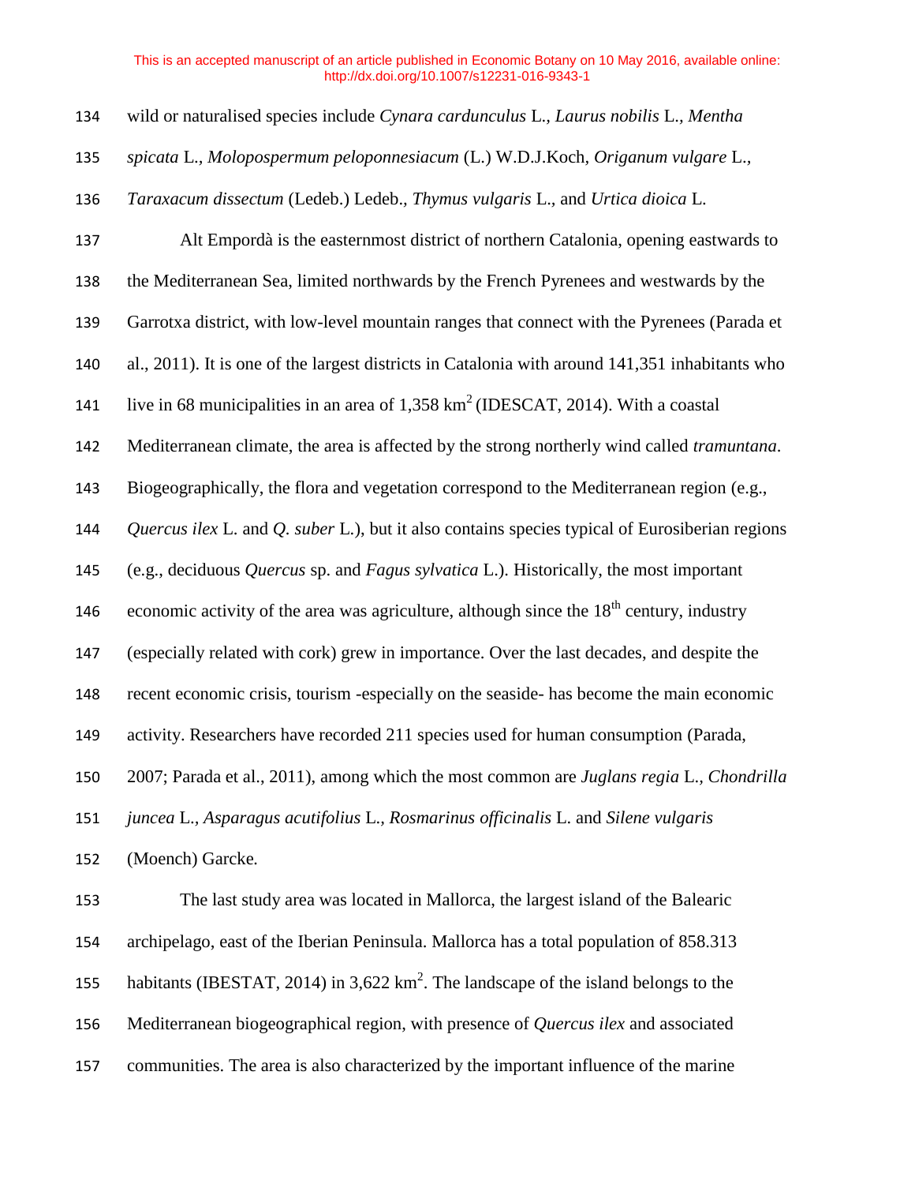wild or naturalised species include *Cynara cardunculus* L., *Laurus nobilis* L., *Mentha spicata* L., *Molopospermum peloponnesiacum* (L.) W.D.J.Koch, *Origanum vulgare* L., *Taraxacum dissectum* (Ledeb.) Ledeb., *Thymus vulgaris* L., and *Urtica dioica* L.

Alt Empordà is the easternmost district of northern Catalonia, opening eastwards to the Mediterranean Sea, limited northwards by the French Pyrenees and westwards by the Garrotxa district, with low-level mountain ranges that connect with the Pyrenees (Parada et al., 2011). It is one of the largest districts in Catalonia with around 141,351 inhabitants who live in 68 municipalities in an area of 1,358 km$^2$ (IDESCAT, 2014). With a coastal Mediterranean climate, the area is affected by the strong northerly wind called *tramuntana*. Biogeographically, the flora and vegetation correspond to the Mediterranean region (e.g., *Quercus ilex* L. and *Q. suber* L.), but it also contains species typical of Eurosiberian regions (e.g., deciduous *Quercus* sp. and *Fagus sylvatica* L.). Historically, the most important economic activity of the area was agriculture, although since the 18$^{th}$ century, industry (especially related with cork) grew in importance. Over the last decades, and despite the recent economic crisis, tourism -especially on the seaside- has become the main economic activity. Researchers have recorded 211 species used for human consumption (Parada, 2007; Parada et al., 2011), among which the most common are *Juglans regia* L., *Chondrilla juncea* L., *Asparagus acutifolius* L., *Rosmarinus officinalis* L. and *Silene vulgaris* (Moench) Garcke.

The last study area was located in Mallorca, the largest island of the Balearic archipelago, east of the Iberian Peninsula. Mallorca has a total population of 858.313 habitants (IBESTAT, 2014) in 3,622 km$^2$. The landscape of the island belongs to the Mediterranean biogeographical region, with presence of *Quercus ilex* and associated communities. The area is also characterized by the important influence of the marine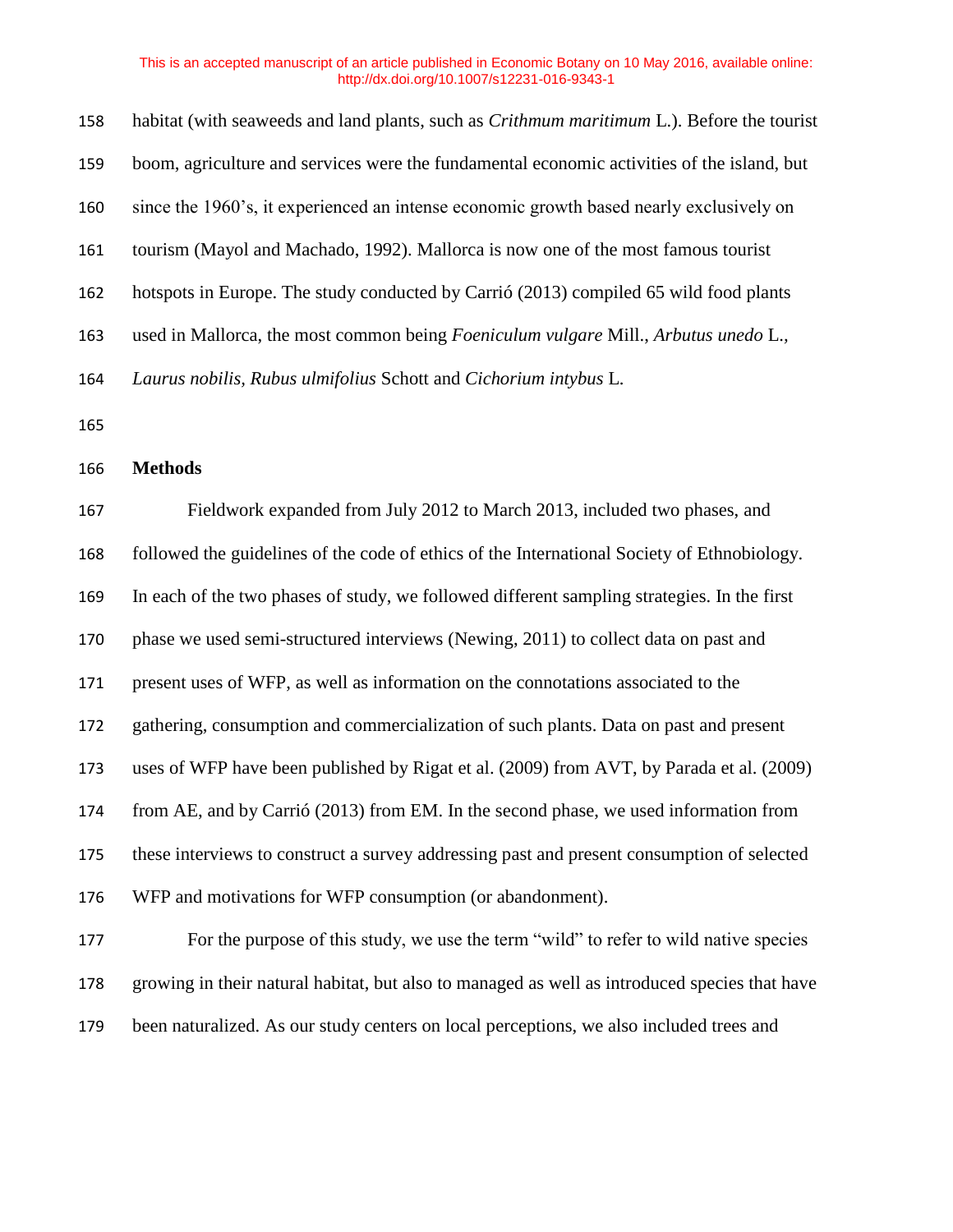habitat (with seaweeds and land plants, such as *Crithmum maritimum* L.). Before the tourist boom, agriculture and services were the fundamental economic activities of the island, but since the 1960's, it experienced an intense economic growth based nearly exclusively on tourism (Mayol and Machado, 1992). Mallorca is now one of the most famous tourist hotspots in Europe. The study conducted by Carrió (2013) compiled 65 wild food plants used in Mallorca, the most common being *Foeniculum vulgare* Mill., *Arbutus unedo* L., *Laurus nobilis*, *Rubus ulmifolius* Schott and *Cichorium intybus* L.

## Methods

Fieldwork expanded from July 2012 to March 2013, included two phases, and followed the guidelines of the code of ethics of the International Society of Ethnobiology. In each of the two phases of study, we followed different sampling strategies. In the first phase we used semi-structured interviews (Newing, 2011) to collect data on past and present uses of WFP, as well as information on the connotations associated to the gathering, consumption and commercialization of such plants. Data on past and present uses of WFP have been published by Rigat et al. (2009) from AVT, by Parada et al. (2009) from AE, and by Carrió (2013) from EM. In the second phase, we used information from these interviews to construct a survey addressing past and present consumption of selected WFP and motivations for WFP consumption (or abandonment).

For the purpose of this study, we use the term "wild" to refer to wild native species growing in their natural habitat, but also to managed as well as introduced species that have been naturalized. As our study centers on local perceptions, we also included trees and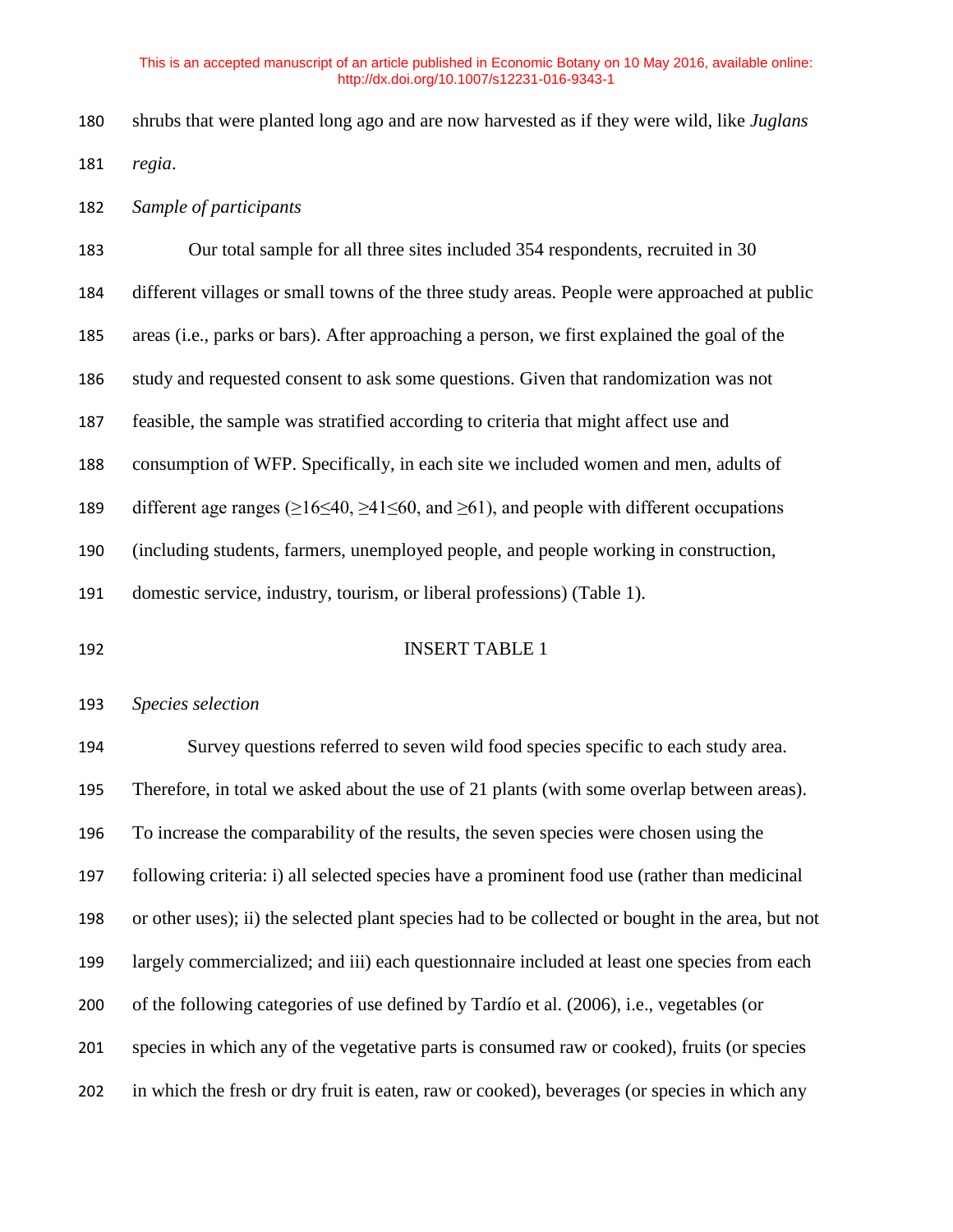shrubs that were planted long ago and are now harvested as if they were wild, like *Juglans regia*.

*Sample of participants*

Our total sample for all three sites included 354 respondents, recruited in 30 different villages or small towns of the three study areas. People were approached at public areas (i.e., parks or bars). After approaching a person, we first explained the goal of the study and requested consent to ask some questions. Given that randomization was not feasible, the sample was stratified according to criteria that might affect use and consumption of WFP. Specifically, in each site we included women and men, adults of different age ranges ($\geq 16 \leq 40$, $\geq 41 \leq 60$, and $\geq 61$), and people with different occupations (including students, farmers, unemployed people, and people working in construction, domestic service, industry, tourism, or liberal professions) (Table 1).

INSERT TABLE 1

*Species selection*

Survey questions referred to seven wild food species specific to each study area. Therefore, in total we asked about the use of 21 plants (with some overlap between areas). To increase the comparability of the results, the seven species were chosen using the following criteria: i) all selected species have a prominent food use (rather than medicinal or other uses); ii) the selected plant species had to be collected or bought in the area, but not largely commercialized; and iii) each questionnaire included at least one species from each of the following categories of use defined by Tardío et al. (2006), i.e., vegetables (or species in which any of the vegetative parts is consumed raw or cooked), fruits (or species in which the fresh or dry fruit is eaten, raw or cooked), beverages (or species in which any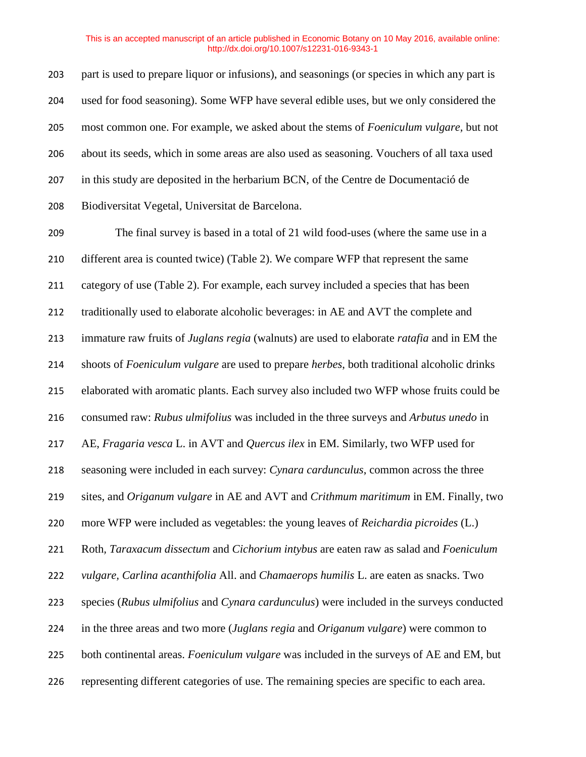part is used to prepare liquor or infusions), and seasonings (or species in which any part is used for food seasoning). Some WFP have several edible uses, but we only considered the most common one. For example, we asked about the stems of *Foeniculum vulgare*, but not about its seeds, which in some areas are also used as seasoning. Vouchers of all taxa used in this study are deposited in the herbarium BCN, of the Centre de Documentació de Biodiversitat Vegetal, Universitat de Barcelona.

The final survey is based in a total of 21 wild food-uses (where the same use in a different area is counted twice) (Table 2). We compare WFP that represent the same category of use (Table 2). For example, each survey included a species that has been traditionally used to elaborate alcoholic beverages: in AE and AVT the complete and immature raw fruits of *Juglans regia* (walnuts) are used to elaborate *ratafia* and in EM the shoots of *Foeniculum vulgare* are used to prepare *herbes*, both traditional alcoholic drinks elaborated with aromatic plants. Each survey also included two WFP whose fruits could be consumed raw: *Rubus ulmifolius* was included in the three surveys and *Arbutus unedo* in AE, *Fragaria vesca* L. in AVT and *Quercus ilex* in EM. Similarly, two WFP used for seasoning were included in each survey: *Cynara cardunculus*, common across the three sites, and *Origanum vulgare* in AE and AVT and *Crithmum maritimum* in EM. Finally, two more WFP were included as vegetables: the young leaves of *Reichardia picroides* (L.) Roth, *Taraxacum dissectum* and *Cichorium intybus* are eaten raw as salad and *Foeniculum vulgare, Carlina acanthifolia* All. and *Chamaerops humilis* L. are eaten as snacks. Two species (*Rubus ulmifolius* and *Cynara cardunculus*) were included in the surveys conducted in the three areas and two more (*Juglans regia* and *Origanum vulgare*) were common to both continental areas. *Foeniculum vulgare* was included in the surveys of AE and EM, but representing different categories of use. The remaining species are specific to each area.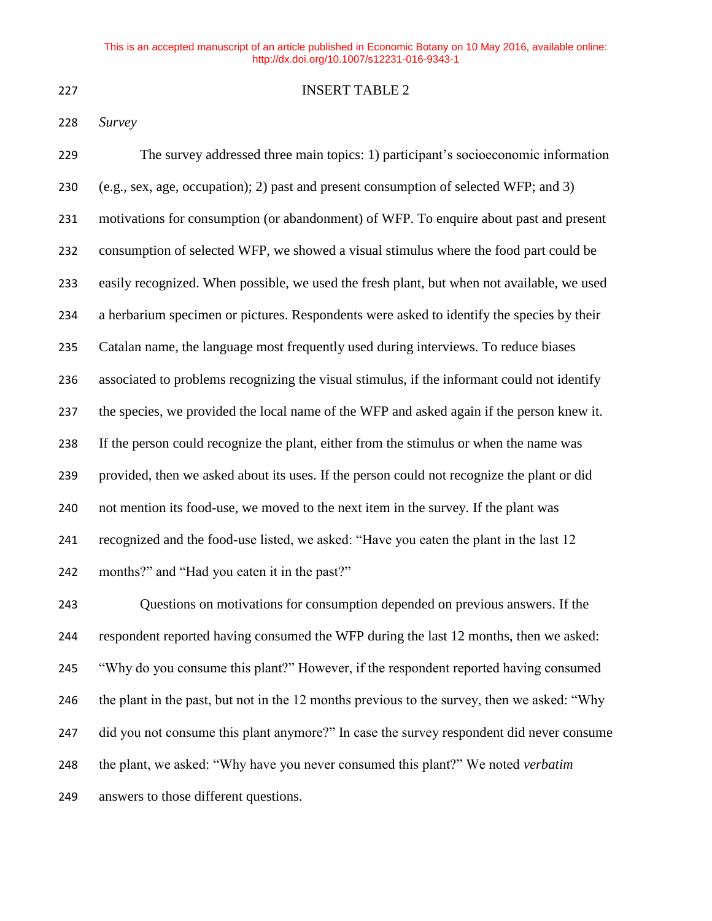INSERT TABLE 2

*Survey*

The survey addressed three main topics: 1) participant's socioeconomic information (e.g., sex, age, occupation); 2) past and present consumption of selected WFP; and 3) motivations for consumption (or abandonment) of WFP. To enquire about past and present consumption of selected WFP, we showed a visual stimulus where the food part could be easily recognized. When possible, we used the fresh plant, but when not available, we used a herbarium specimen or pictures. Respondents were asked to identify the species by their Catalan name, the language most frequently used during interviews. To reduce biases associated to problems recognizing the visual stimulus, if the informant could not identify the species, we provided the local name of the WFP and asked again if the person knew it. If the person could recognize the plant, either from the stimulus or when the name was provided, then we asked about its uses. If the person could not recognize the plant or did not mention its food-use, we moved to the next item in the survey. If the plant was recognized and the food-use listed, we asked: "Have you eaten the plant in the last 12 months?" and "Had you eaten it in the past?"

Questions on motivations for consumption depended on previous answers. If the respondent reported having consumed the WFP during the last 12 months, then we asked: "Why do you consume this plant?" However, if the respondent reported having consumed the plant in the past, but not in the 12 months previous to the survey, then we asked: "Why did you not consume this plant anymore?" In case the survey respondent did never consume the plant, we asked: "Why have you never consumed this plant?" We noted *verbatim* answers to those different questions.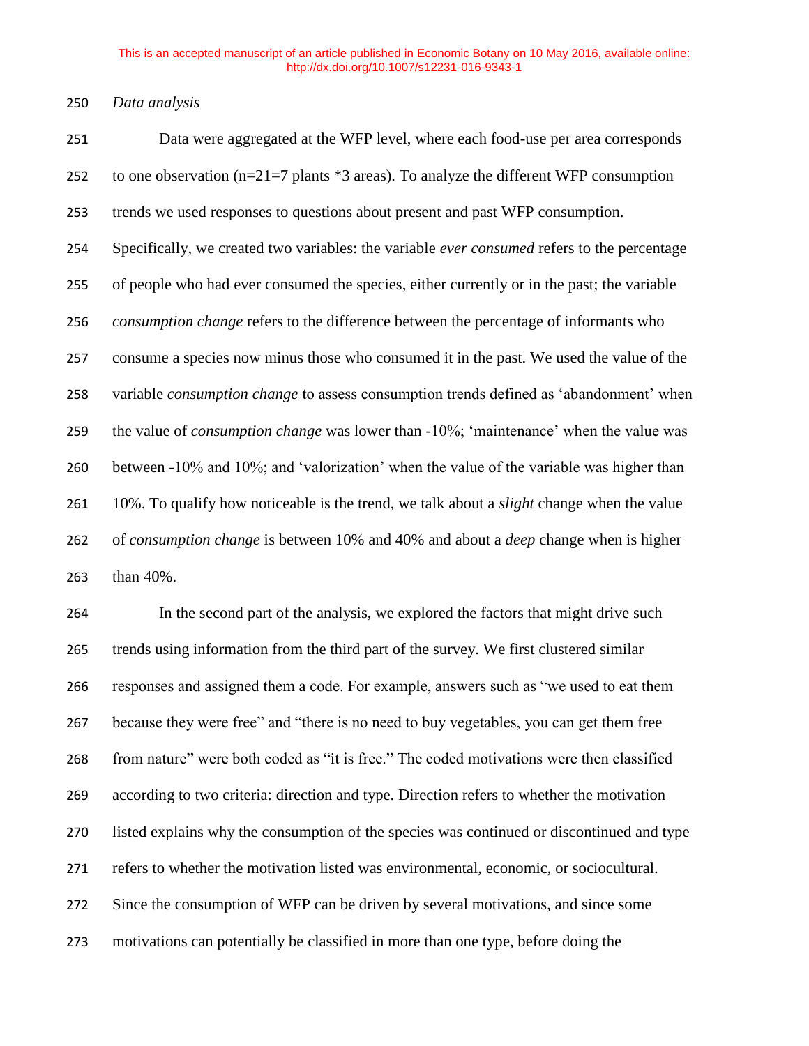*Data analysis*

Data were aggregated at the WFP level, where each food-use per area corresponds to one observation (n=21=7 plants *3 areas). To analyze the different WFP consumption trends we used responses to questions about present and past WFP consumption. Specifically, we created two variables: the variable *ever consumed* refers to the percentage of people who had ever consumed the species, either currently or in the past; the variable *consumption change* refers to the difference between the percentage of informants who consume a species now minus those who consumed it in the past. We used the value of the variable *consumption change* to assess consumption trends defined as 'abandonment' when the value of *consumption change* was lower than -10%; 'maintenance' when the value was between -10% and 10%; and 'valorization' when the value of the variable was higher than 10%. To qualify how noticeable is the trend, we talk about a *slight* change when the value of *consumption change* is between 10% and 40% and about a *deep* change when is higher than 40%.

In the second part of the analysis, we explored the factors that might drive such trends using information from the third part of the survey. We first clustered similar responses and assigned them a code. For example, answers such as "we used to eat them because they were free" and "there is no need to buy vegetables, you can get them free from nature" were both coded as "it is free." The coded motivations were then classified according to two criteria: direction and type. Direction refers to whether the motivation listed explains why the consumption of the species was continued or discontinued and type refers to whether the motivation listed was environmental, economic, or sociocultural. Since the consumption of WFP can be driven by several motivations, and since some motivations can potentially be classified in more than one type, before doing the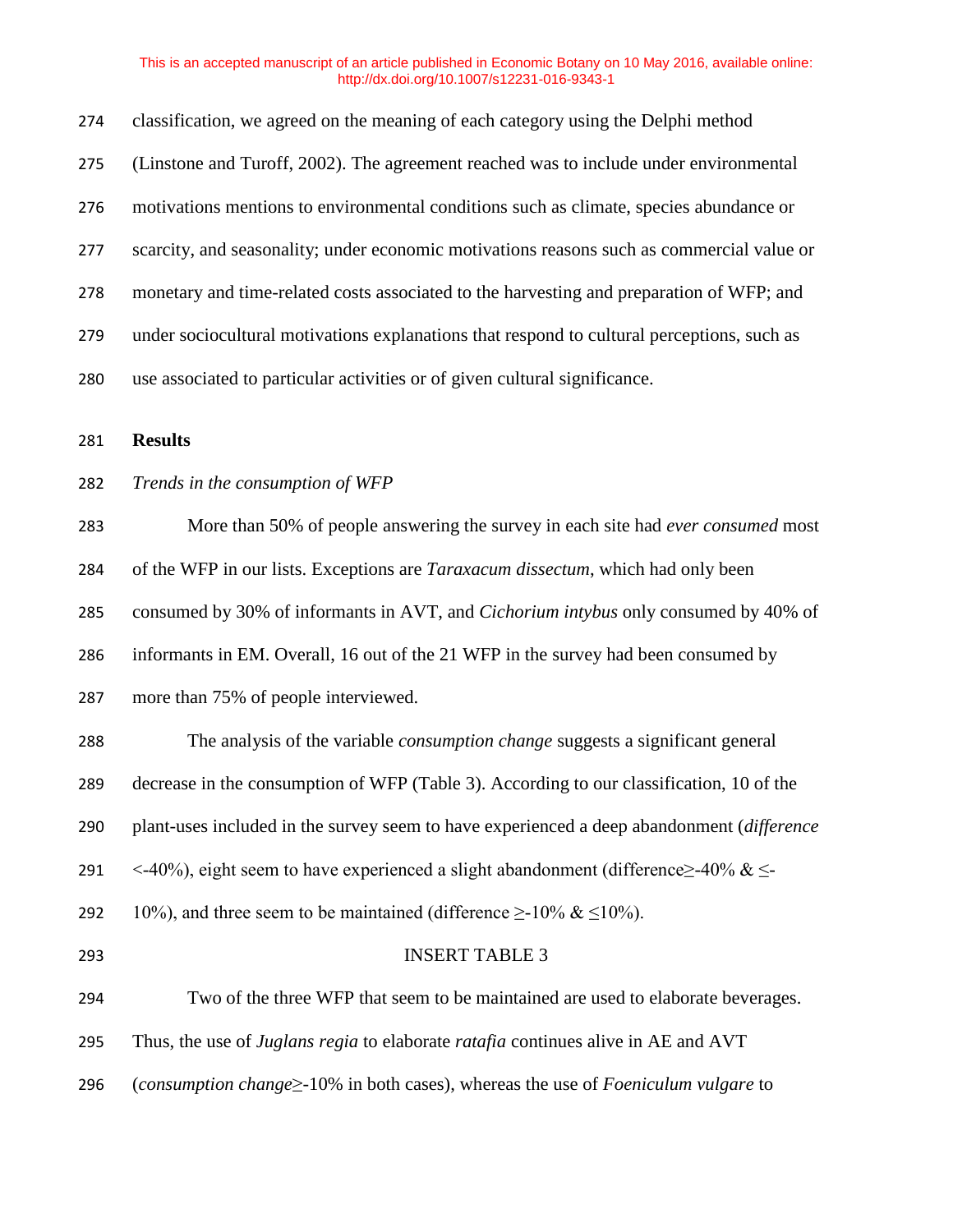classification, we agreed on the meaning of each category using the Delphi method (Linstone and Turoff, 2002). The agreement reached was to include under environmental motivations mentions to environmental conditions such as climate, species abundance or scarcity, and seasonality; under economic motivations reasons such as commercial value or monetary and time-related costs associated to the harvesting and preparation of WFP; and under sociocultural motivations explanations that respond to cultural perceptions, such as use associated to particular activities or of given cultural significance.

## Results

### *Trends in the consumption of WFP*

More than 50% of people answering the survey in each site had *ever consumed* most of the WFP in our lists. Exceptions are *Taraxacum dissectum*, which had only been consumed by 30% of informants in AVT, and *Cichorium intybus* only consumed by 40% of informants in EM. Overall, 16 out of the 21 WFP in the survey had been consumed by more than 75% of people interviewed.

The analysis of the variable *consumption change* suggests a significant general decrease in the consumption of WFP (Table 3). According to our classification, 10 of the plant-uses included in the survey seem to have experienced a deep abandonment (*difference* <-40%), eight seem to have experienced a slight abandonment (difference≥-40% & ≤-10%), and three seem to be maintained (difference ≥-10% & ≤10%).

INSERT TABLE 3

Two of the three WFP that seem to be maintained are used to elaborate beverages. Thus, the use of *Juglans regia* to elaborate *ratafia* continues alive in AE and AVT (*consumption change*≥-10% in both cases), whereas the use of *Foeniculum vulgare* to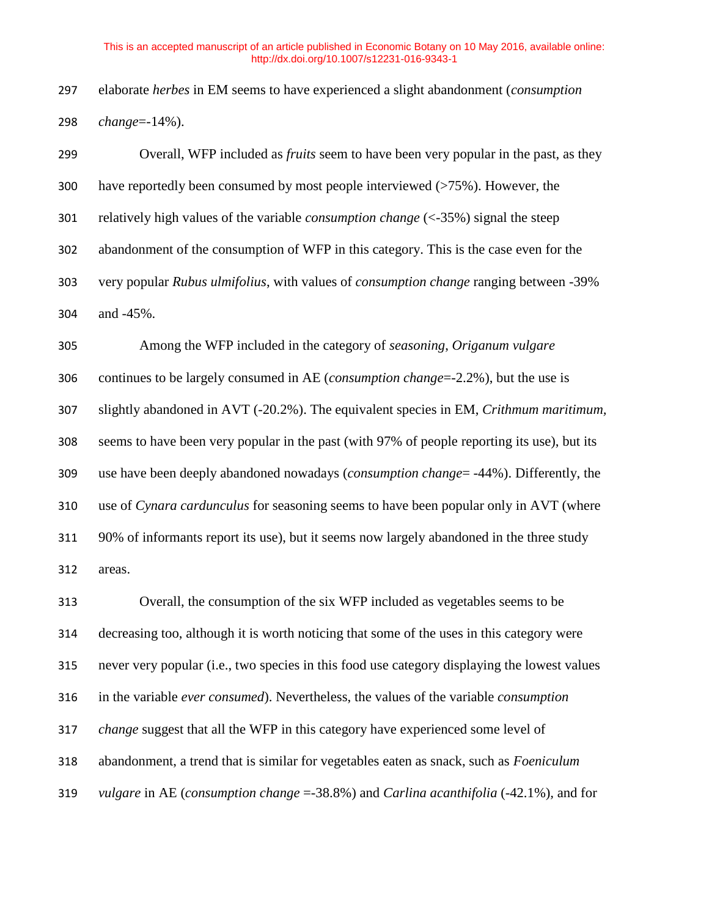elaborate *herbes* in EM seems to have experienced a slight abandonment (*consumption change*=-14%).

Overall, WFP included as *fruits* seem to have been very popular in the past, as they have reportedly been consumed by most people interviewed (>75%). However, the relatively high values of the variable *consumption change* (<-35%) signal the steep abandonment of the consumption of WFP in this category. This is the case even for the very popular *Rubus ulmifolius*, with values of *consumption change* ranging between -39% and -45%.

Among the WFP included in the category of *seasoning*, *Origanum vulgare* continues to be largely consumed in AE (*consumption change*=-2.2%), but the use is slightly abandoned in AVT (-20.2%). The equivalent species in EM, *Crithmum maritimum,* seems to have been very popular in the past (with 97% of people reporting its use), but its use have been deeply abandoned nowadays (*consumption change*= -44%). Differently, the use of *Cynara cardunculus* for seasoning seems to have been popular only in AVT (where 90% of informants report its use), but it seems now largely abandoned in the three study areas.

Overall, the consumption of the six WFP included as vegetables seems to be decreasing too, although it is worth noticing that some of the uses in this category were never very popular (i.e., two species in this food use category displaying the lowest values in the variable *ever consumed*). Nevertheless, the values of the variable *consumption change* suggest that all the WFP in this category have experienced some level of abandonment, a trend that is similar for vegetables eaten as snack, such as *Foeniculum vulgare* in AE (*consumption change* =-38.8%) and *Carlina acanthifolia* (-42.1%), and for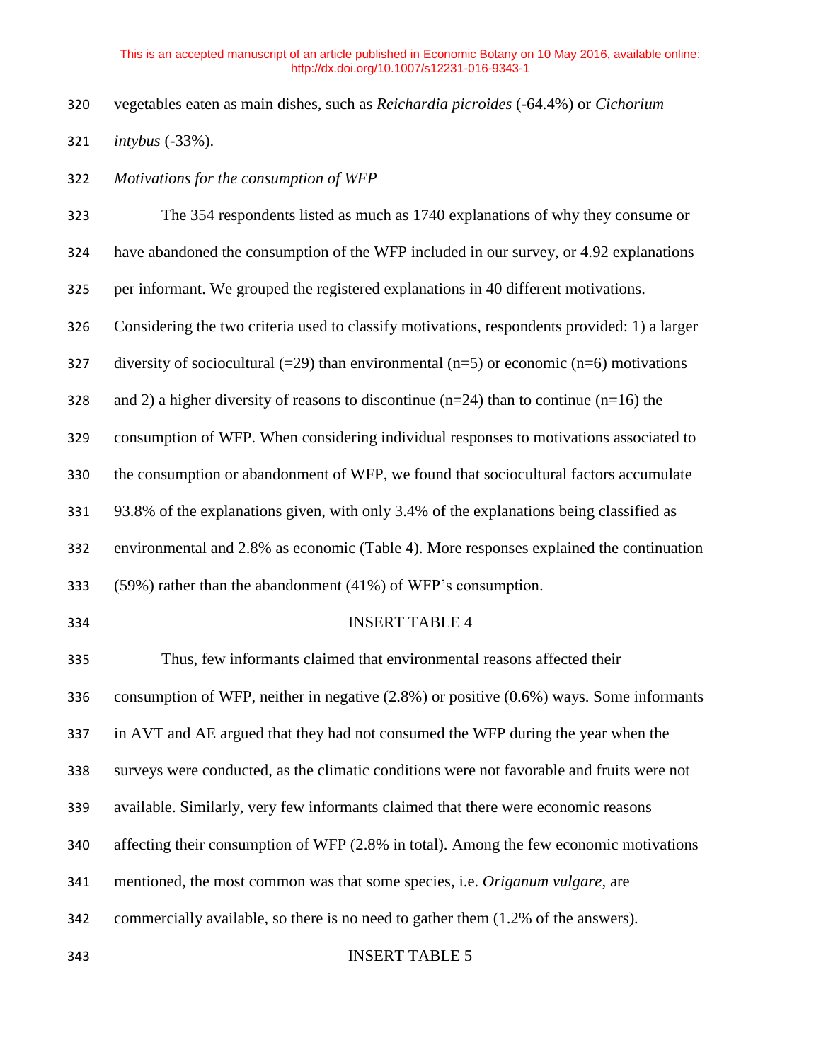vegetables eaten as main dishes, such as *Reichardia picroides* (-64.4%) or *Cichorium intybus* (-33%).

*Motivations for the consumption of WFP*

The 354 respondents listed as much as 1740 explanations of why they consume or have abandoned the consumption of the WFP included in our survey, or 4.92 explanations per informant. We grouped the registered explanations in 40 different motivations. Considering the two criteria used to classify motivations, respondents provided: 1) a larger diversity of sociocultural (=29) than environmental (n=5) or economic (n=6) motivations and 2) a higher diversity of reasons to discontinue (n=24) than to continue (n=16) the consumption of WFP. When considering individual responses to motivations associated to the consumption or abandonment of WFP, we found that sociocultural factors accumulate 93.8% of the explanations given, with only 3.4% of the explanations being classified as environmental and 2.8% as economic (Table 4). More responses explained the continuation (59%) rather than the abandonment (41%) of WFP's consumption.

INSERT TABLE 4

Thus, few informants claimed that environmental reasons affected their consumption of WFP, neither in negative (2.8%) or positive (0.6%) ways. Some informants in AVT and AE argued that they had not consumed the WFP during the year when the surveys were conducted, as the climatic conditions were not favorable and fruits were not available. Similarly, very few informants claimed that there were economic reasons affecting their consumption of WFP (2.8% in total). Among the few economic motivations mentioned, the most common was that some species, i.e. *Origanum vulgare*, are commercially available, so there is no need to gather them (1.2% of the answers).

INSERT TABLE 5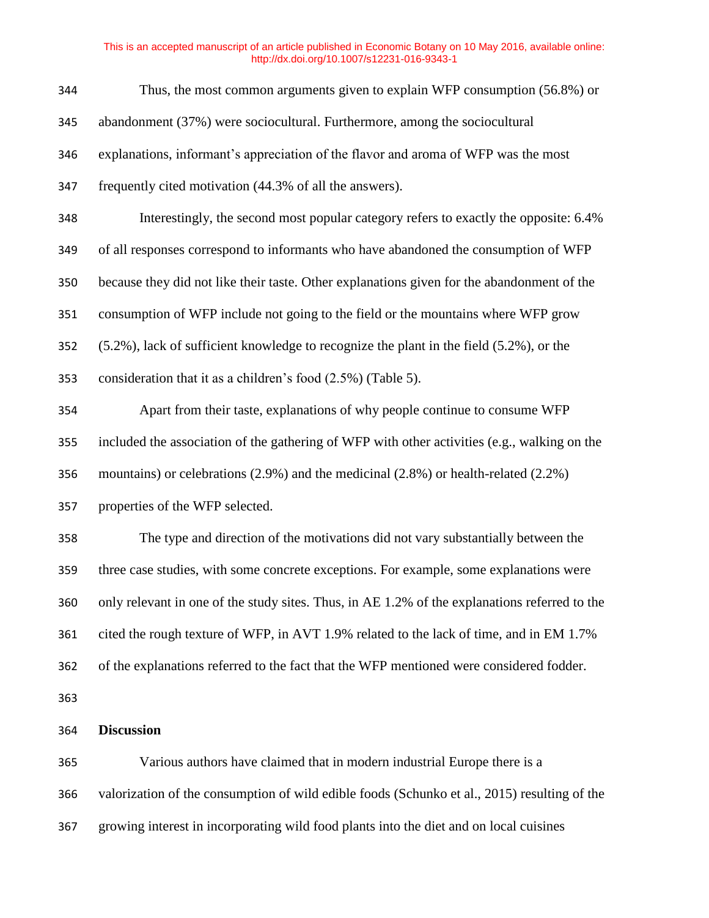Thus, the most common arguments given to explain WFP consumption (56.8%) or abandonment (37%) were sociocultural. Furthermore, among the sociocultural explanations, informant's appreciation of the flavor and aroma of WFP was the most frequently cited motivation (44.3% of all the answers).

Interestingly, the second most popular category refers to exactly the opposite: 6.4% of all responses correspond to informants who have abandoned the consumption of WFP because they did not like their taste. Other explanations given for the abandonment of the consumption of WFP include not going to the field or the mountains where WFP grow (5.2%), lack of sufficient knowledge to recognize the plant in the field (5.2%), or the consideration that it as a children's food (2.5%) (Table 5).

Apart from their taste, explanations of why people continue to consume WFP included the association of the gathering of WFP with other activities (e.g., walking on the mountains) or celebrations (2.9%) and the medicinal (2.8%) or health-related (2.2%) properties of the WFP selected.

The type and direction of the motivations did not vary substantially between the three case studies, with some concrete exceptions. For example, some explanations were only relevant in one of the study sites. Thus, in AE 1.2% of the explanations referred to the cited the rough texture of WFP, in AVT 1.9% related to the lack of time, and in EM 1.7% of the explanations referred to the fact that the WFP mentioned were considered fodder.

## Discussion

Various authors have claimed that in modern industrial Europe there is a valorization of the consumption of wild edible foods (Schunko et al., 2015) resulting of the growing interest in incorporating wild food plants into the diet and on local cuisines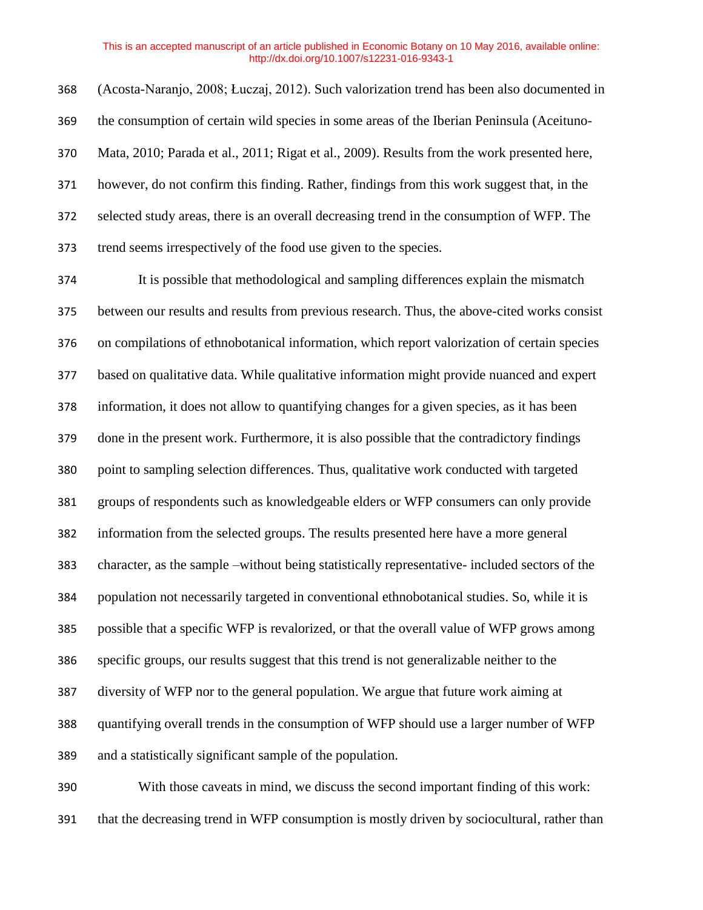(Acosta-Naranjo, 2008; Łuczaj, 2012). Such valorization trend has been also documented in the consumption of certain wild species in some areas of the Iberian Peninsula (Aceituno-Mata, 2010; Parada et al., 2011; Rigat et al., 2009). Results from the work presented here, however, do not confirm this finding. Rather, findings from this work suggest that, in the selected study areas, there is an overall decreasing trend in the consumption of WFP. The trend seems irrespectively of the food use given to the species.

It is possible that methodological and sampling differences explain the mismatch between our results and results from previous research. Thus, the above-cited works consist on compilations of ethnobotanical information, which report valorization of certain species based on qualitative data. While qualitative information might provide nuanced and expert information, it does not allow to quantifying changes for a given species, as it has been done in the present work. Furthermore, it is also possible that the contradictory findings point to sampling selection differences. Thus, qualitative work conducted with targeted groups of respondents such as knowledgeable elders or WFP consumers can only provide information from the selected groups. The results presented here have a more general character, as the sample –without being statistically representative- included sectors of the population not necessarily targeted in conventional ethnobotanical studies. So, while it is possible that a specific WFP is revalorized, or that the overall value of WFP grows among specific groups, our results suggest that this trend is not generalizable neither to the diversity of WFP nor to the general population. We argue that future work aiming at quantifying overall trends in the consumption of WFP should use a larger number of WFP and a statistically significant sample of the population.

With those caveats in mind, we discuss the second important finding of this work: that the decreasing trend in WFP consumption is mostly driven by sociocultural, rather than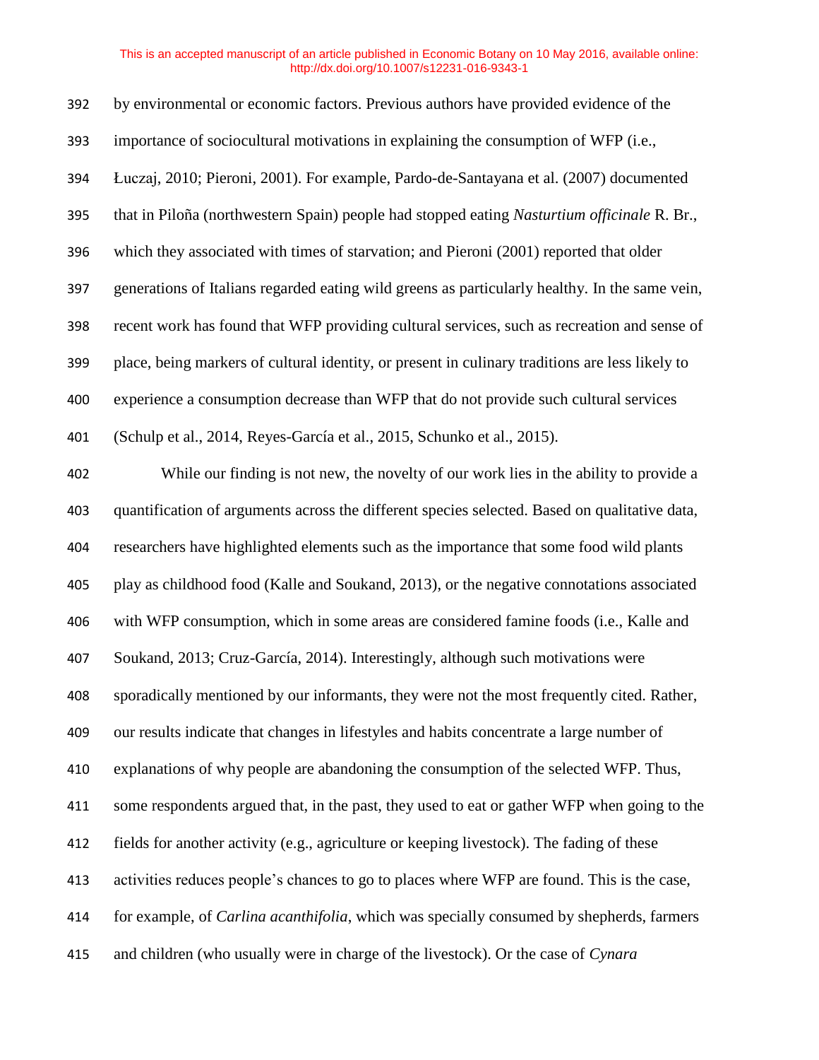by environmental or economic factors. Previous authors have provided evidence of the importance of sociocultural motivations in explaining the consumption of WFP (i.e., Łuczaj, 2010; Pieroni, 2001). For example, Pardo-de-Santayana et al. (2007) documented that in Piloña (northwestern Spain) people had stopped eating *Nasturtium officinale* R. Br., which they associated with times of starvation; and Pieroni (2001) reported that older generations of Italians regarded eating wild greens as particularly healthy. In the same vein, recent work has found that WFP providing cultural services, such as recreation and sense of place, being markers of cultural identity, or present in culinary traditions are less likely to experience a consumption decrease than WFP that do not provide such cultural services (Schulp et al., 2014, Reyes-García et al., 2015, Schunko et al., 2015).

While our finding is not new, the novelty of our work lies in the ability to provide a quantification of arguments across the different species selected. Based on qualitative data, researchers have highlighted elements such as the importance that some food wild plants play as childhood food (Kalle and Soukand, 2013), or the negative connotations associated with WFP consumption, which in some areas are considered famine foods (i.e., Kalle and Soukand, 2013; Cruz-García, 2014). Interestingly, although such motivations were sporadically mentioned by our informants, they were not the most frequently cited. Rather, our results indicate that changes in lifestyles and habits concentrate a large number of explanations of why people are abandoning the consumption of the selected WFP. Thus, some respondents argued that, in the past, they used to eat or gather WFP when going to the fields for another activity (e.g., agriculture or keeping livestock). The fading of these activities reduces people's chances to go to places where WFP are found. This is the case, for example, of *Carlina acanthifolia*, which was specially consumed by shepherds, farmers and children (who usually were in charge of the livestock). Or the case of *Cynara*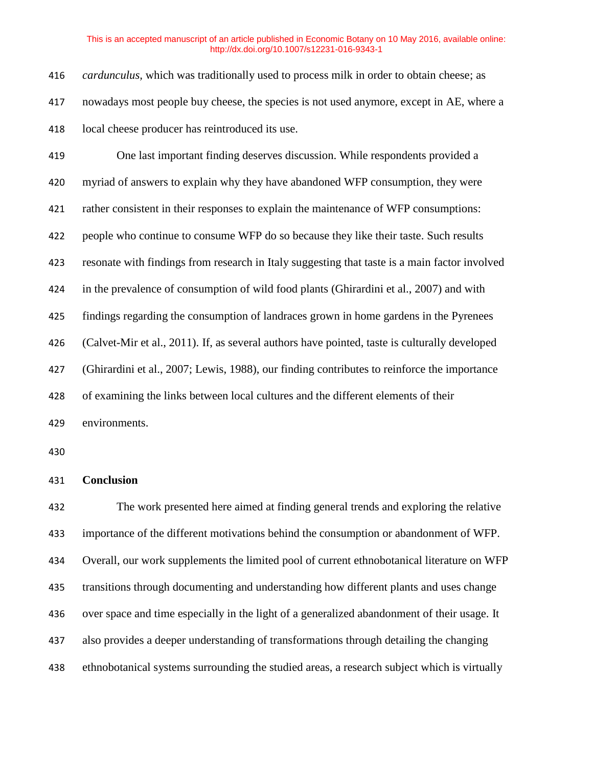*cardunculus,* which was traditionally used to process milk in order to obtain cheese; as nowadays most people buy cheese, the species is not used anymore, except in AE, where a local cheese producer has reintroduced its use.

One last important finding deserves discussion. While respondents provided a myriad of answers to explain why they have abandoned WFP consumption, they were rather consistent in their responses to explain the maintenance of WFP consumptions: people who continue to consume WFP do so because they like their taste. Such results resonate with findings from research in Italy suggesting that taste is a main factor involved in the prevalence of consumption of wild food plants (Ghirardini et al., 2007) and with findings regarding the consumption of landraces grown in home gardens in the Pyrenees (Calvet-Mir et al., 2011). If, as several authors have pointed, taste is culturally developed (Ghirardini et al., 2007; Lewis, 1988), our finding contributes to reinforce the importance of examining the links between local cultures and the different elements of their environments.

## Conclusion

The work presented here aimed at finding general trends and exploring the relative importance of the different motivations behind the consumption or abandonment of WFP. Overall, our work supplements the limited pool of current ethnobotanical literature on WFP transitions through documenting and understanding how different plants and uses change over space and time especially in the light of a generalized abandonment of their usage. It also provides a deeper understanding of transformations through detailing the changing ethnobotanical systems surrounding the studied areas, a research subject which is virtually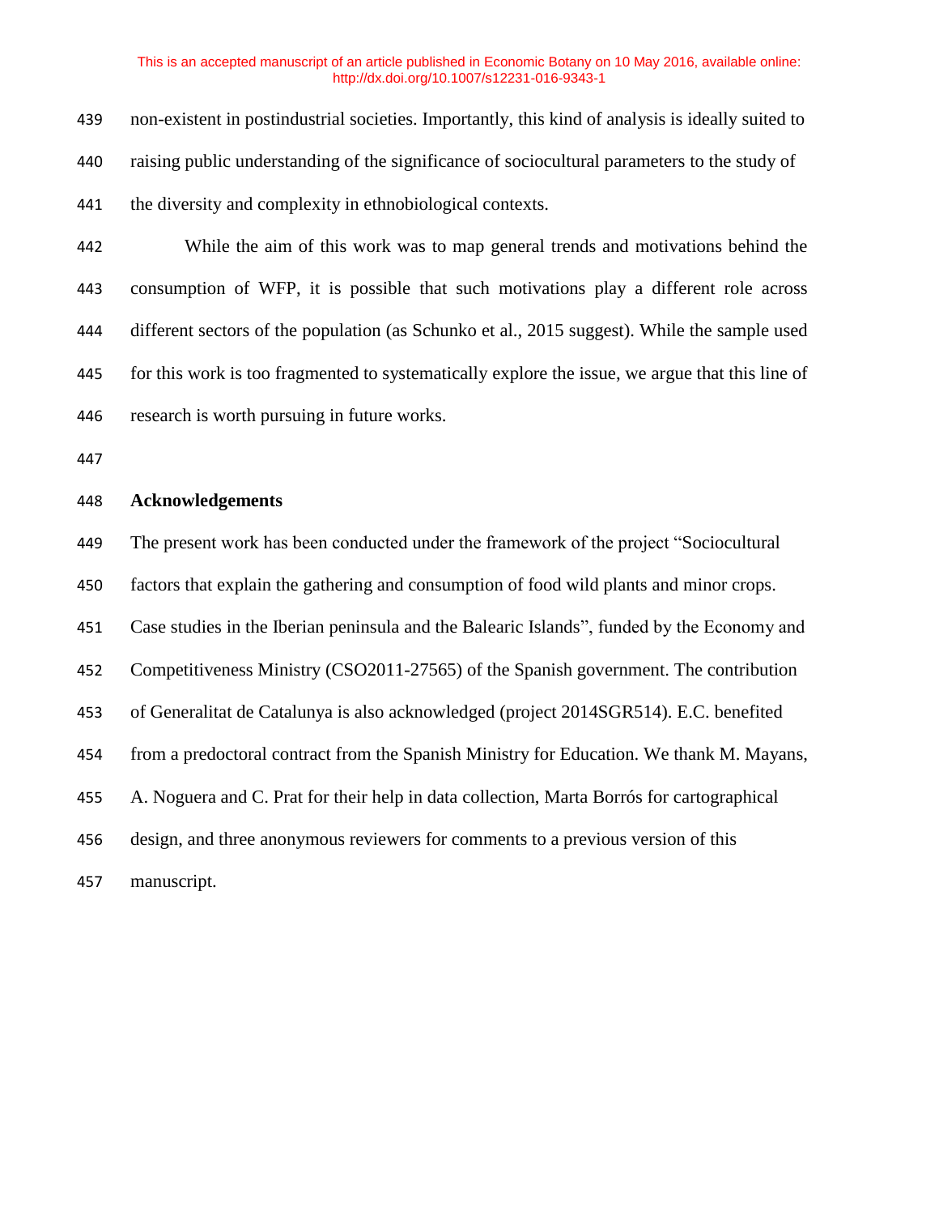non-existent in postindustrial societies. Importantly, this kind of analysis is ideally suited to raising public understanding of the significance of sociocultural parameters to the study of the diversity and complexity in ethnobiological contexts.

While the aim of this work was to map general trends and motivations behind the consumption of WFP, it is possible that such motivations play a different role across different sectors of the population (as Schunko et al., 2015 suggest). While the sample used for this work is too fragmented to systematically explore the issue, we argue that this line of research is worth pursuing in future works.

## Acknowledgements

The present work has been conducted under the framework of the project "Sociocultural factors that explain the gathering and consumption of food wild plants and minor crops. Case studies in the Iberian peninsula and the Balearic Islands", funded by the Economy and Competitiveness Ministry (CSO2011-27565) of the Spanish government. The contribution of Generalitat de Catalunya is also acknowledged (project 2014SGR514). E.C. benefited from a predoctoral contract from the Spanish Ministry for Education. We thank M. Mayans, A. Noguera and C. Prat for their help in data collection, Marta Borrós for cartographical design, and three anonymous reviewers for comments to a previous version of this manuscript.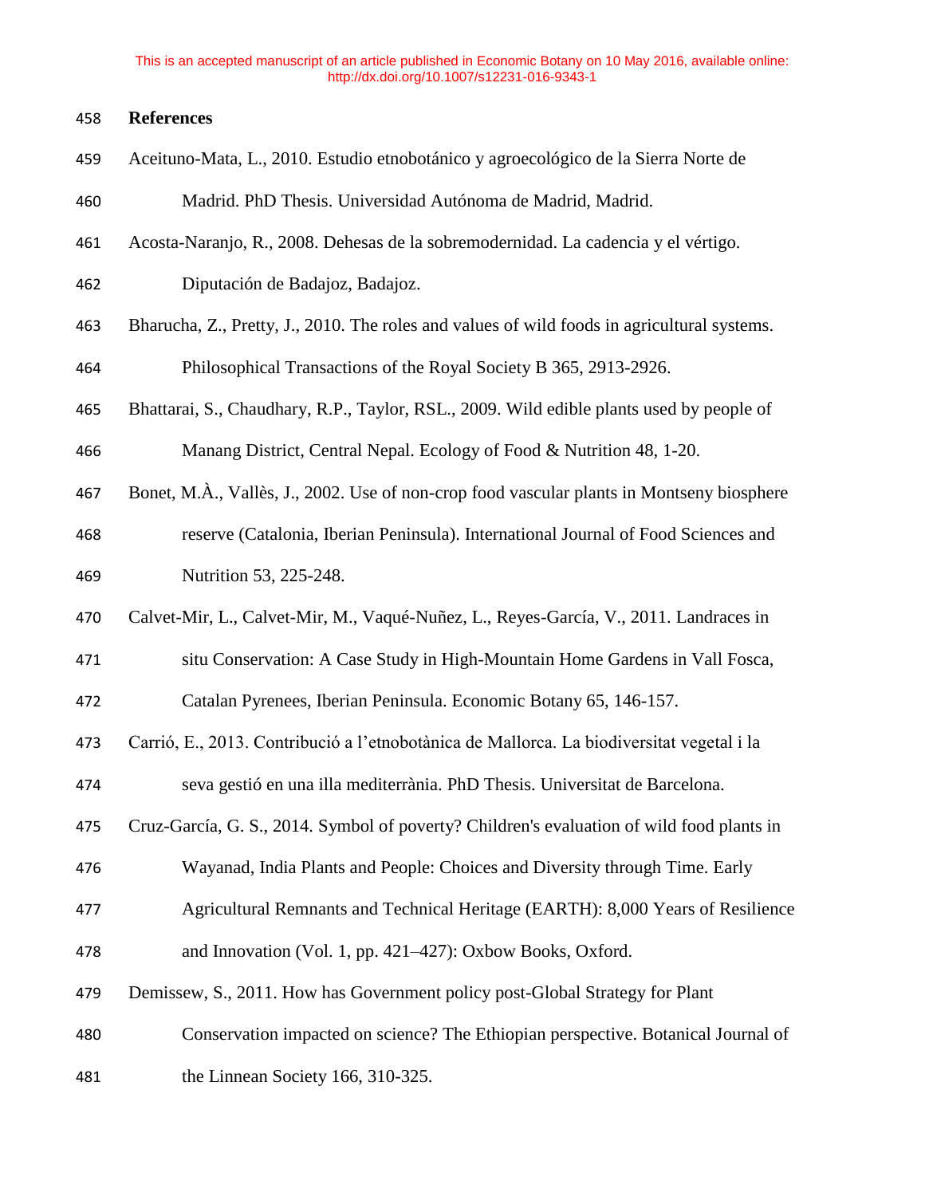## References

Aceituno-Mata, L., 2010. Estudio etnobotánico y agroecológico de la Sierra Norte de Madrid. PhD Thesis. Universidad Autónoma de Madrid, Madrid.

Acosta-Naranjo, R., 2008. Dehesas de la sobremodernidad. La cadencia y el vértigo. Diputación de Badajoz, Badajoz.

Bharucha, Z., Pretty, J., 2010. The roles and values of wild foods in agricultural systems. Philosophical Transactions of the Royal Society B 365, 2913-2926.

Bhattarai, S., Chaudhary, R.P., Taylor, RSL., 2009. Wild edible plants used by people of Manang District, Central Nepal. Ecology of Food & Nutrition 48, 1-20.

Bonet, M.À., Vallès, J., 2002. Use of non-crop food vascular plants in Montseny biosphere reserve (Catalonia, Iberian Peninsula). International Journal of Food Sciences and Nutrition 53, 225-248.

Calvet-Mir, L., Calvet-Mir, M., Vaqué-Nuñez, L., Reyes-García, V., 2011. Landraces in situ Conservation: A Case Study in High-Mountain Home Gardens in Vall Fosca, Catalan Pyrenees, Iberian Peninsula. Economic Botany 65, 146-157.

Carrió, E., 2013. Contribució a l'etnobotànica de Mallorca. La biodiversitat vegetal i la seva gestió en una illa mediterrània. PhD Thesis. Universitat de Barcelona.

Cruz-García, G. S., 2014. Symbol of poverty? Children's evaluation of wild food plants in Wayanad, India Plants and People: Choices and Diversity through Time. Early Agricultural Remnants and Technical Heritage (EARTH): 8,000 Years of Resilience and Innovation (Vol. 1, pp. 421–427): Oxbow Books, Oxford.

Demissew, S., 2011. How has Government policy post-Global Strategy for Plant Conservation impacted on science? The Ethiopian perspective. Botanical Journal of the Linnean Society 166, 310-325.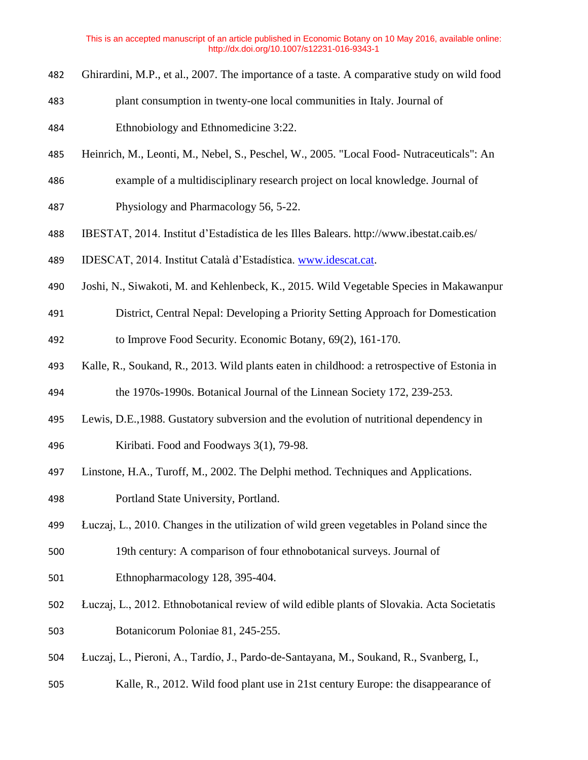Ghirardini, M.P., et al., 2007. The importance of a taste. A comparative study on wild food plant consumption in twenty-one local communities in Italy. Journal of Ethnobiology and Ethnomedicine 3:22.

Heinrich, M., Leonti, M., Nebel, S., Peschel, W., 2005. "Local Food- Nutraceuticals": An example of a multidisciplinary research project on local knowledge. Journal of Physiology and Pharmacology 56, 5-22.

IBESTAT, 2014. Institut d'Estadística de les Illes Balears. http://www.ibestat.caib.es/

IDESCAT, 2014. Institut Català d'Estadística. www.idescat.cat.

Joshi, N., Siwakoti, M. and Kehlenbeck, K., 2015. Wild Vegetable Species in Makawanpur District, Central Nepal: Developing a Priority Setting Approach for Domestication to Improve Food Security. Economic Botany, 69(2), 161-170.

Kalle, R., Soukand, R., 2013. Wild plants eaten in childhood: a retrospective of Estonia in the 1970s-1990s. Botanical Journal of the Linnean Society 172, 239-253.

Lewis, D.E.,1988. Gustatory subversion and the evolution of nutritional dependency in Kiribati. Food and Foodways 3(1), 79-98.

Linstone, H.A., Turoff, M., 2002. The Delphi method. Techniques and Applications. Portland State University, Portland.

Łuczaj, L., 2010. Changes in the utilization of wild green vegetables in Poland since the 19th century: A comparison of four ethnobotanical surveys. Journal of Ethnopharmacology 128, 395-404.

Łuczaj, L., 2012. Ethnobotanical review of wild edible plants of Slovakia. Acta Societatis Botanicorum Poloniae 81, 245-255.

Łuczaj, L., Pieroni, A., Tardío, J., Pardo-de-Santayana, M., Soukand, R., Svanberg, I., Kalle, R., 2012. Wild food plant use in 21st century Europe: the disappearance of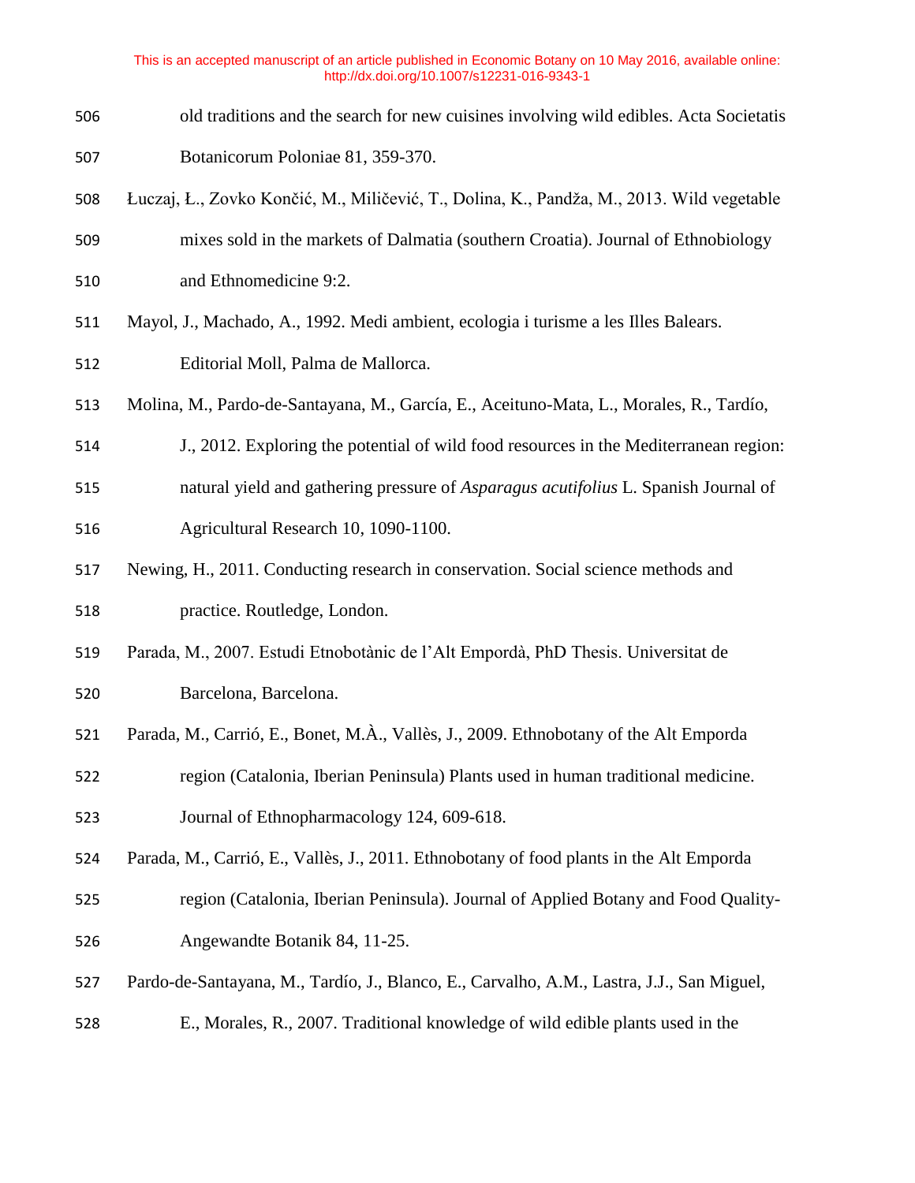old traditions and the search for new cuisines involving wild edibles. Acta Societatis Botanicorum Poloniae 81, 359-370.

Łuczaj, Ł., Zovko Končić, M., Miličević, T., Dolina, K., Pandža, M., 2013. Wild vegetable mixes sold in the markets of Dalmatia (southern Croatia). Journal of Ethnobiology and Ethnomedicine 9:2.

Mayol, J., Machado, A., 1992. Medi ambient, ecologia i turisme a les Illes Balears. Editorial Moll, Palma de Mallorca.

Molina, M., Pardo-de-Santayana, M., García, E., Aceituno-Mata, L., Morales, R., Tardío, J., 2012. Exploring the potential of wild food resources in the Mediterranean region: natural yield and gathering pressure of *Asparagus acutifolius* L. Spanish Journal of Agricultural Research 10, 1090-1100.

Newing, H., 2011. Conducting research in conservation. Social science methods and practice. Routledge, London.

Parada, M., 2007. Estudi Etnobotànic de l'Alt Empordà, PhD Thesis. Universitat de Barcelona, Barcelona.

Parada, M., Carrió, E., Bonet, M.À., Vallès, J., 2009. Ethnobotany of the Alt Emporda region (Catalonia, Iberian Peninsula) Plants used in human traditional medicine. Journal of Ethnopharmacology 124, 609-618.

Parada, M., Carrió, E., Vallès, J., 2011. Ethnobotany of food plants in the Alt Emporda region (Catalonia, Iberian Peninsula). Journal of Applied Botany and Food Quality-Angewandte Botanik 84, 11-25.

Pardo-de-Santayana, M., Tardío, J., Blanco, E., Carvalho, A.M., Lastra, J.J., San Miguel, E., Morales, R., 2007. Traditional knowledge of wild edible plants used in the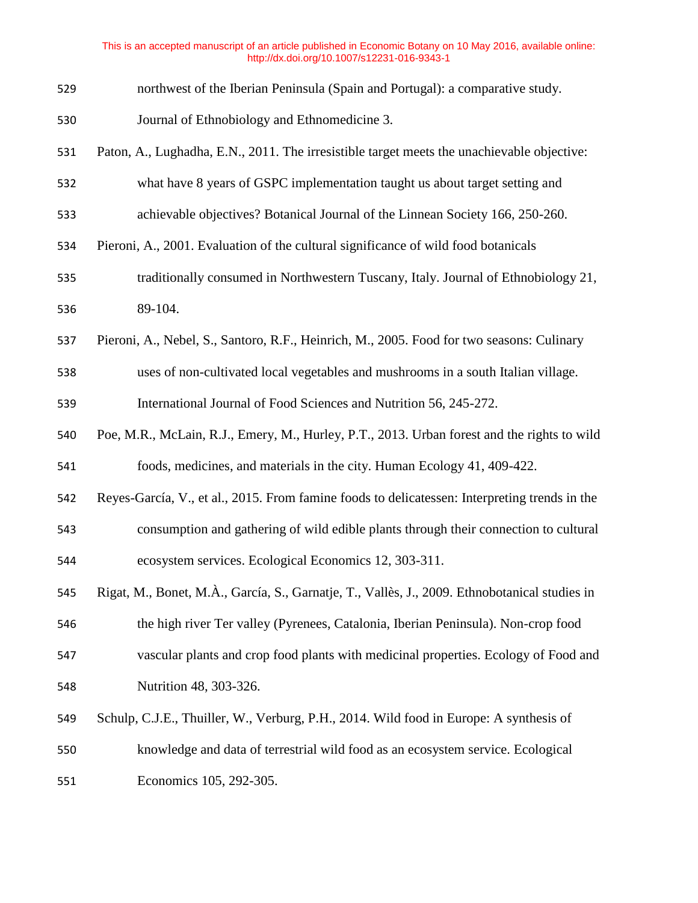northwest of the Iberian Peninsula (Spain and Portugal): a comparative study. Journal of Ethnobiology and Ethnomedicine 3.

Paton, A., Lughadha, E.N., 2011. The irresistible target meets the unachievable objective: what have 8 years of GSPC implementation taught us about target setting and achievable objectives? Botanical Journal of the Linnean Society 166, 250-260.

Pieroni, A., 2001. Evaluation of the cultural significance of wild food botanicals traditionally consumed in Northwestern Tuscany, Italy. Journal of Ethnobiology 21, 89-104.

Pieroni, A., Nebel, S., Santoro, R.F., Heinrich, M., 2005. Food for two seasons: Culinary uses of non-cultivated local vegetables and mushrooms in a south Italian village. International Journal of Food Sciences and Nutrition 56, 245-272.

Poe, M.R., McLain, R.J., Emery, M., Hurley, P.T., 2013. Urban forest and the rights to wild foods, medicines, and materials in the city. Human Ecology 41, 409-422.

Reyes-García, V., et al., 2015. From famine foods to delicatessen: Interpreting trends in the consumption and gathering of wild edible plants through their connection to cultural ecosystem services. Ecological Economics 12, 303-311.

Rigat, M., Bonet, M.À., García, S., Garnatje, T., Vallès, J., 2009. Ethnobotanical studies in the high river Ter valley (Pyrenees, Catalonia, Iberian Peninsula). Non-crop food vascular plants and crop food plants with medicinal properties. Ecology of Food and Nutrition 48, 303-326.

Schulp, C.J.E., Thuiller, W., Verburg, P.H., 2014. Wild food in Europe: A synthesis of knowledge and data of terrestrial wild food as an ecosystem service. Ecological Economics 105, 292-305.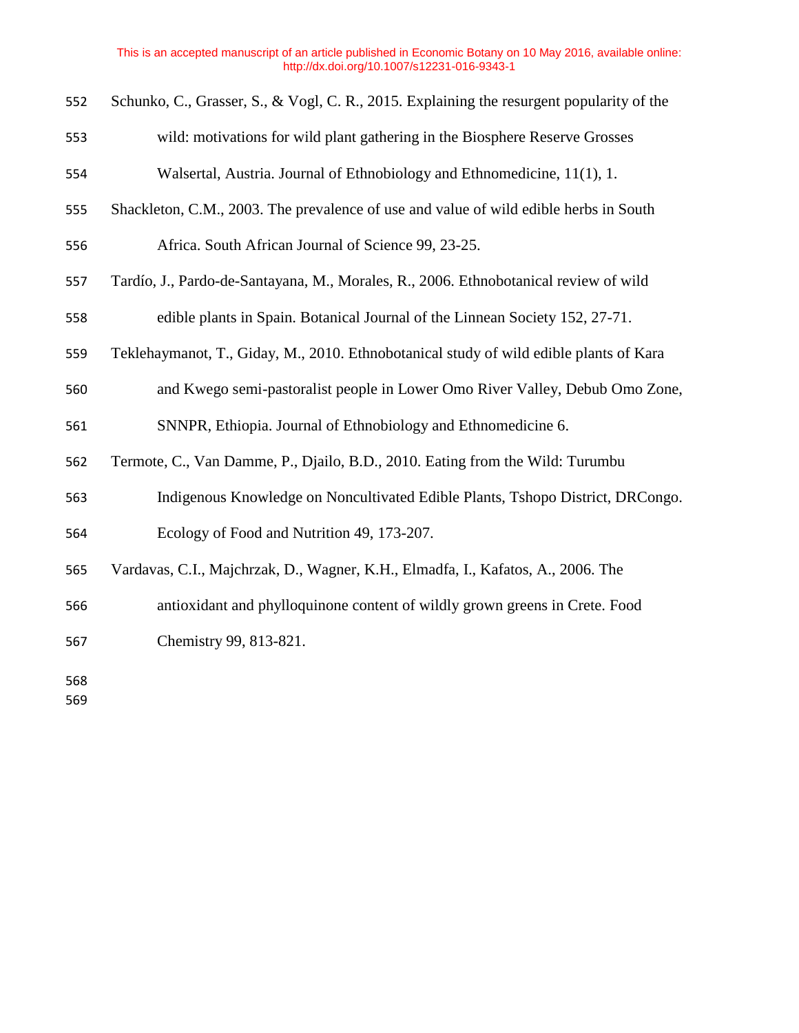Schunko, C., Grasser, S., & Vogl, C. R., 2015. Explaining the resurgent popularity of the wild: motivations for wild plant gathering in the Biosphere Reserve Grosses Walsertal, Austria. Journal of Ethnobiology and Ethnomedicine, 11(1), 1.

Shackleton, C.M., 2003. The prevalence of use and value of wild edible herbs in South Africa. South African Journal of Science 99, 23-25.

Tardío, J., Pardo-de-Santayana, M., Morales, R., 2006. Ethnobotanical review of wild edible plants in Spain. Botanical Journal of the Linnean Society 152, 27-71.

Teklehaymanot, T., Giday, M., 2010. Ethnobotanical study of wild edible plants of Kara and Kwego semi-pastoralist people in Lower Omo River Valley, Debub Omo Zone, SNNPR, Ethiopia. Journal of Ethnobiology and Ethnomedicine 6.

Termote, C., Van Damme, P., Djailo, B.D., 2010. Eating from the Wild: Turumbu Indigenous Knowledge on Noncultivated Edible Plants, Tshopo District, DRCongo. Ecology of Food and Nutrition 49, 173-207.

Vardavas, C.I., Majchrzak, D., Wagner, K.H., Elmadfa, I., Kafatos, A., 2006. The antioxidant and phylloquinone content of wildly grown greens in Crete. Food Chemistry 99, 813-821.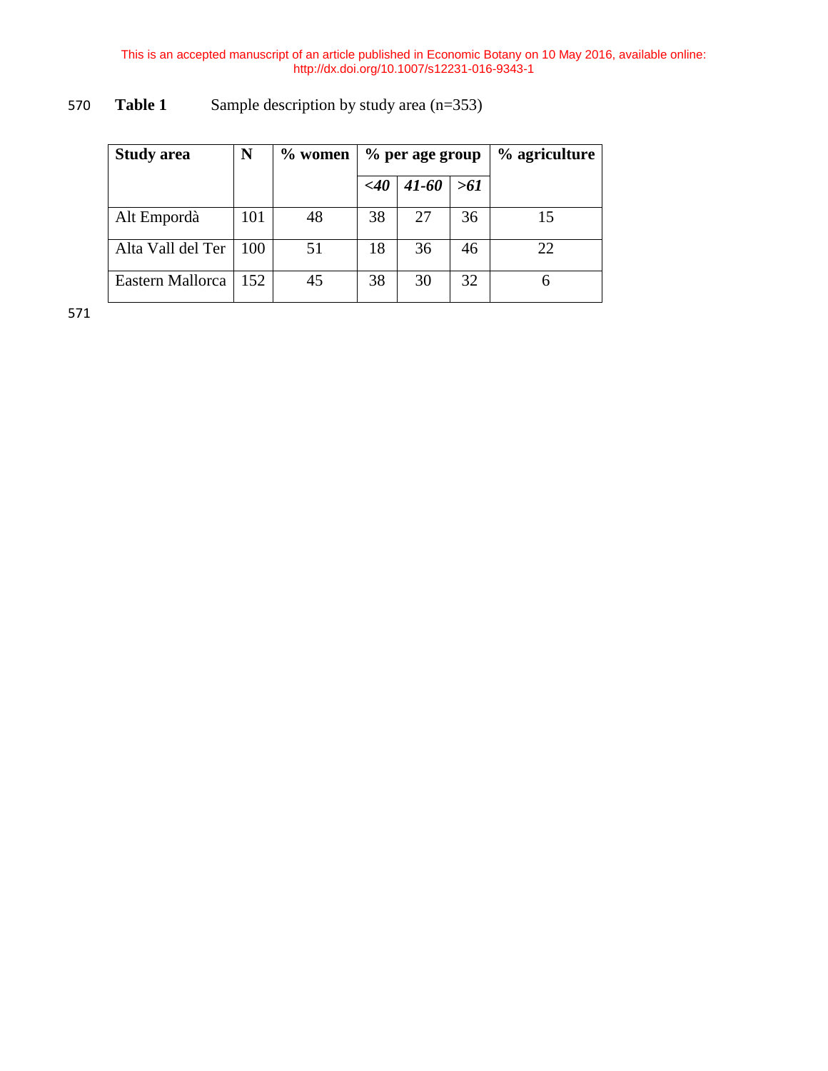**Table 1** Sample description by study area (n=353)

| Study area | N | % women | % per age group | | | % agriculture |
|---|---|---|---|---|---|---|
| | | | *<40* | *41-60* | *>61* | |
| Alt Empordà | 101 | 48 | 38 | 27 | 36 | 15 |
| Alta Vall del Ter | 100 | 51 | 18 | 36 | 46 | 22 |
| Eastern Mallorca | 152 | 45 | 38 | 30 | 32 | 6 |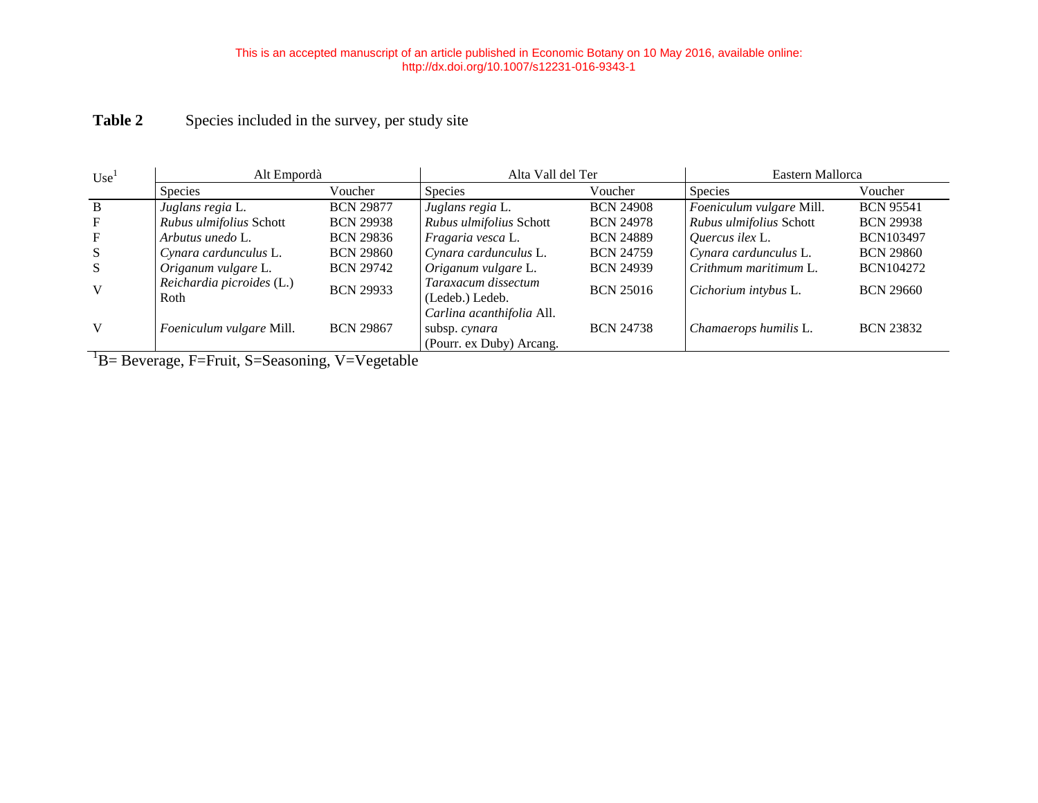This is an accepted manuscript of an article published in Economic Botany on 10 May 2016, available online: http://dx.doi.org/10.1007/s12231-016-9343-1

**Table 2** Species included in the survey, per study site

| Use[1] | Alt Empordà | | Alta Vall del Ter | | Eastern Mallorca | |
|---|---|---|---|---|---|---|
| | Species | Voucher | Species | Voucher | Species | Voucher |
| B | *Juglans regia* L. | BCN 29877 | *Juglans regia* L. | BCN 24908 | *Foeniculum vulgare* Mill. | BCN 95541 |
| F | *Rubus ulmifolius* Schott | BCN 29938 | *Rubus ulmifolius* Schott | BCN 24978 | *Rubus ulmifolius* Schott | BCN 29938 |
| F | *Arbutus unedo* L. | BCN 29836 | *Fragaria vesca* L. | BCN 24889 | *Quercus ilex* L. | BCN103497 |
| S | *Cynara cardunculus* L. | BCN 29860 | *Cynara cardunculus* L. | BCN 24759 | *Cynara cardunculus* L. | BCN 29860 |
| S | *Origanum vulgare* L. | BCN 29742 | *Origanum vulgare* L. | BCN 24939 | *Crithmum maritimum* L. | BCN104272 |
| V | *Reichardia picroides* (L.) Roth | BCN 29933 | *Taraxacum dissectum* (Ledeb.) Ledeb. | BCN 25016 | *Cichorium intybus* L. | BCN 29660 |
| V | *Foeniculum vulgare* Mill. | BCN 29867 | *Carlina acanthifolia* All. subsp. *cynara* (Pourr. ex Duby) Arcang. | BCN 24738 | *Chamaerops humilis* L. | BCN 23832 |

[1]B= Beverage, F=Fruit, S=Seasoning, V=Vegetable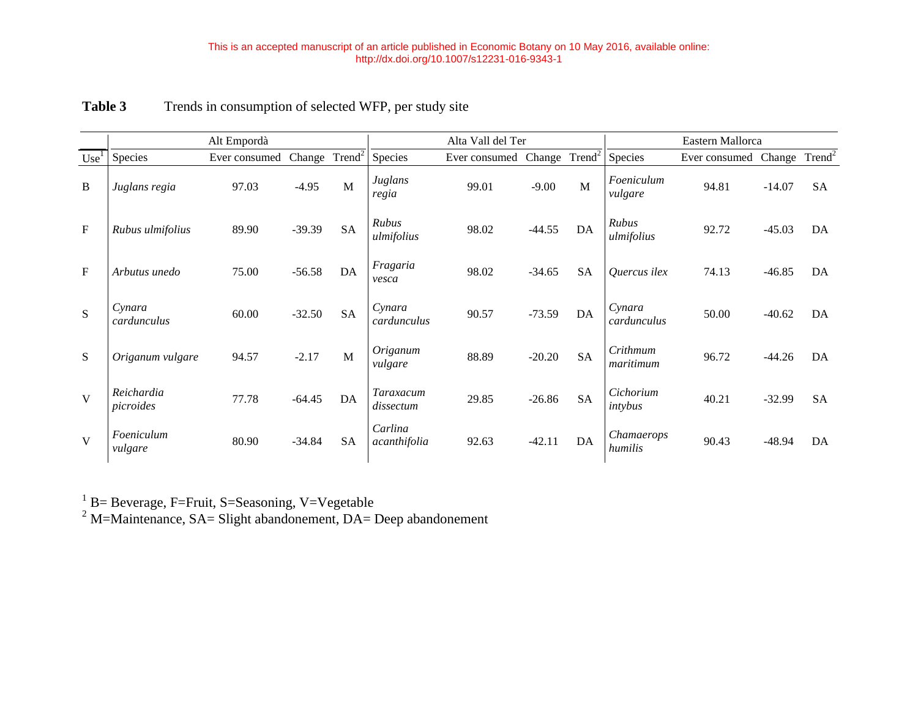**Table 3** Trends in consumption of selected WFP, per study site

| | Alt Empordà | | | | Alta Vall del Ter | | | | Eastern Mallorca | | | |
|---|---|---|---|---|---|---|---|---|---|---|---|---|
| Use[1] | Species | Ever consumed | Change | Trend[2] | Species | Ever consumed | Change | Trend[2] | Species | Ever consumed | Change | Trend[2] |
| B | *Juglans regia* | 97.03 | -4.95 | M | *Juglans regia* | 99.01 | -9.00 | M | *Foeniculum vulgare* | 94.81 | -14.07 | SA |
| F | *Rubus ulmifolius* | 89.90 | -39.39 | SA | *Rubus ulmifolius* | 98.02 | -44.55 | DA | *Rubus ulmifolius* | 92.72 | -45.03 | DA |
| F | *Arbutus unedo* | 75.00 | -56.58 | DA | *Fragaria vesca* | 98.02 | -34.65 | SA | *Quercus ilex* | 74.13 | -46.85 | DA |
| S | *Cynara cardunculus* | 60.00 | -32.50 | SA | *Cynara cardunculus* | 90.57 | -73.59 | DA | *Cynara cardunculus* | 50.00 | -40.62 | DA |
| S | *Origanum vulgare* | 94.57 | -2.17 | M | *Origanum vulgare* | 88.89 | -20.20 | SA | *Crithmum maritimum* | 96.72 | -44.26 | DA |
| V | *Reichardia picroides* | 77.78 | -64.45 | DA | *Taraxacum dissectum* | 29.85 | -26.86 | SA | *Cichorium intybus* | 40.21 | -32.99 | SA |
| V | *Foeniculum vulgare* | 80.90 | -34.84 | SA | *Carlina acanthifolia* | 92.63 | -42.11 | DA | *Chamaerops humilis* | 90.43 | -48.94 | DA |

[1] B= Beverage, F=Fruit, S=Seasoning, V=Vegetable
[2] M=Maintenance, SA= Slight abandonement, DA= Deep abandonement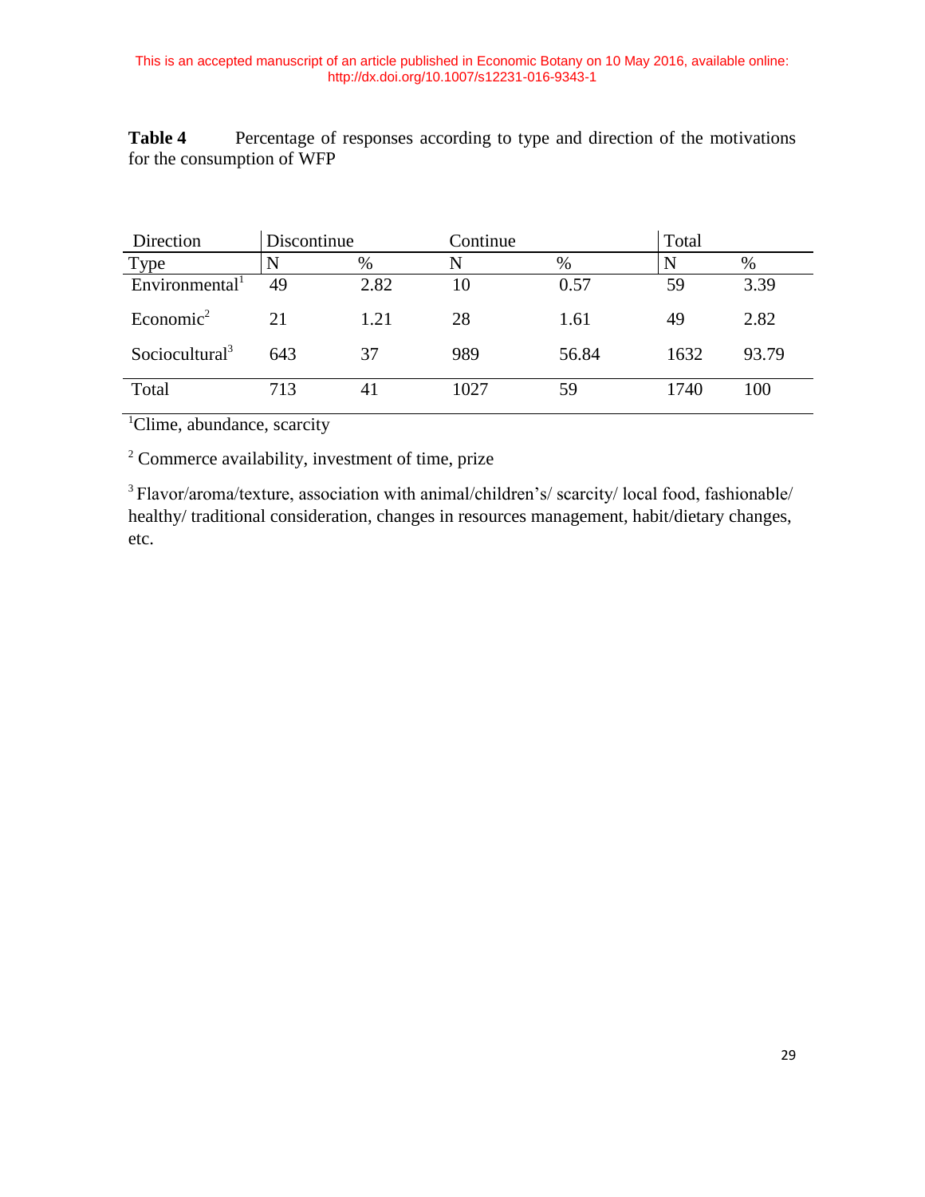This is an accepted manuscript of an article published in Economic Botany on 10 May 2016, available online: http://dx.doi.org/10.1007/s12231-016-9343-1

**Table 4** Percentage of responses according to type and direction of the motivations for the consumption of WFP

| Direction | Discontinue | | Continue | | Total | |
|---|---|---|---|---|---|---|
| Type | N | % | N | % | N | % |
| Environmental[1] | 49 | 2.82 | 10 | 0.57 | 59 | 3.39 |
| Economic[2] | 21 | 1.21 | 28 | 1.61 | 49 | 2.82 |
| Sociocultural[3] | 643 | 37 | 989 | 56.84 | 1632 | 93.79 |
| Total | 713 | 41 | 1027 | 59 | 1740 | 100 |

[1]Clime, abundance, scarcity

[2] Commerce availability, investment of time, prize

[3] Flavor/aroma/texture, association with animal/children's/ scarcity/ local food, fashionable/ healthy/ traditional consideration, changes in resources management, habit/dietary changes, etc.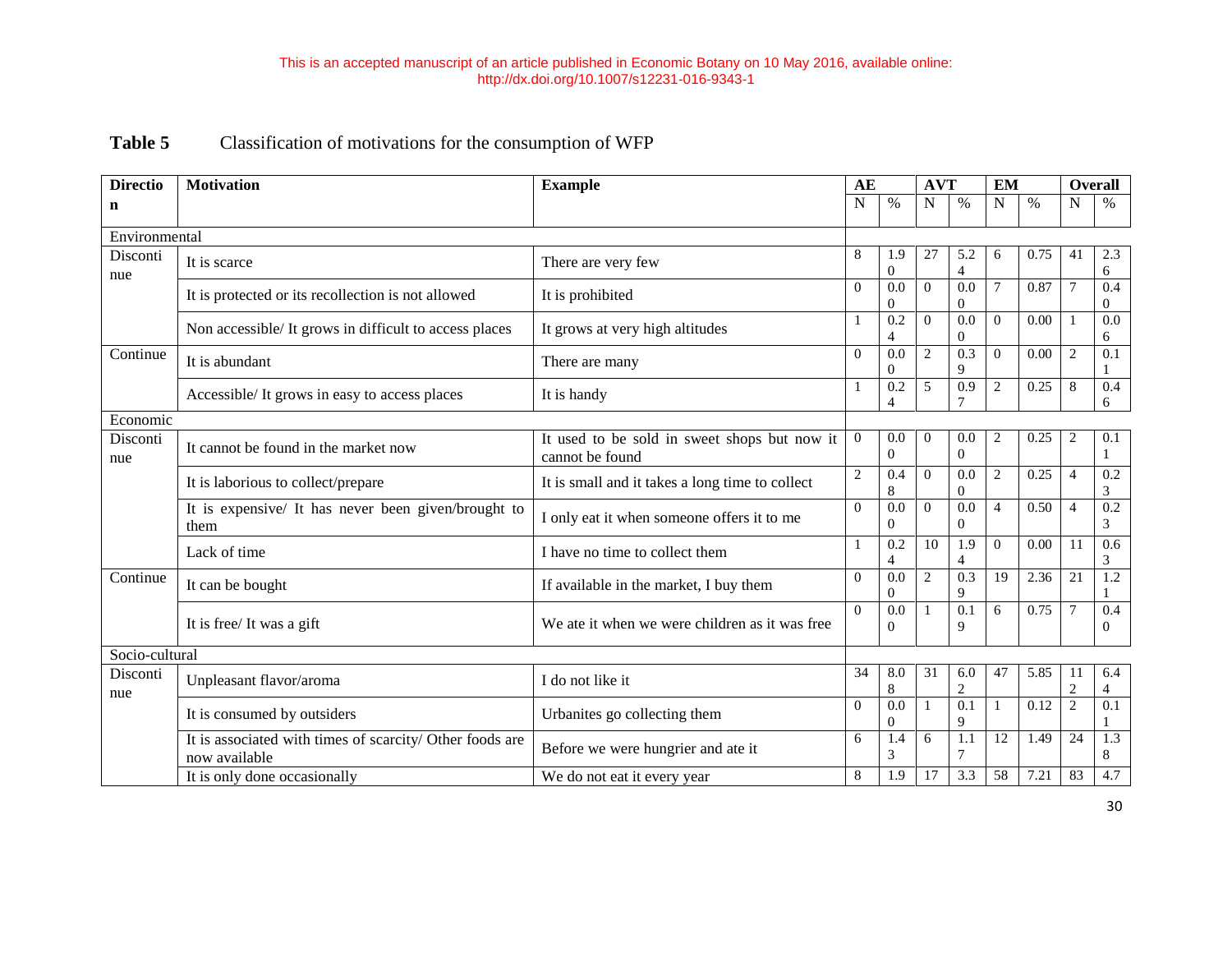This is an accepted manuscript of an article published in Economic Botany on 10 May 2016, available online: http://dx.doi.org/10.1007/s12231-016-9343-1

**Table 5** Classification of motivations for the consumption of WFP

| Direction | Motivation | Example | AE | | AVT | | EM | | Overall | |
|---|---|---|---|---|---|---|---|---|---|---|
| | | | N | % | N | % | N | % | N | % |
| Environmental | | | | | | | | | | |
| Discontinue | It is scarce | There are very few | 8 | 1.90 | 27 | 5.24 | 6 | 0.75 | 41 | 2.36 |
| | It is protected or its recollection is not allowed | It is prohibited | 0 | 0.00 | 0 | 0.00 | 7 | 0.87 | 7 | 0.40 |
| | Non accessible/ It grows in difficult to access places | It grows at very high altitudes | 1 | 0.24 | 0 | 0.00 | 0 | 0.00 | 1 | 0.06 |
| Continue | It is abundant | There are many | 0 | 0.00 | 2 | 0.39 | 0 | 0.00 | 2 | 0.11 |
| | Accessible/ It grows in easy to access places | It is handy | 1 | 0.24 | 5 | 0.97 | 2 | 0.25 | 8 | 0.46 |
| Economic | | | | | | | | | | |
| Discontinue | It cannot be found in the market now | It used to be sold in sweet shops but now it cannot be found | 0 | 0.00 | 0 | 0.00 | 2 | 0.25 | 2 | 0.11 |
| | It is laborious to collect/prepare | It is small and it takes a long time to collect | 2 | 0.48 | 0 | 0.00 | 2 | 0.25 | 4 | 0.23 |
| | It is expensive/ It has never been given/brought to them | I only eat it when someone offers it to me | 0 | 0.00 | 0 | 0.00 | 4 | 0.50 | 4 | 0.23 |
| | Lack of time | I have no time to collect them | 1 | 0.24 | 10 | 1.94 | 0 | 0.00 | 11 | 0.63 |
| Continue | It can be bought | If available in the market, I buy them | 0 | 0.00 | 2 | 0.39 | 19 | 2.36 | 21 | 1.21 |
| | It is free/ It was a gift | We ate it when we were children as it was free | 0 | 0.00 | 1 | 0.19 | 6 | 0.75 | 7 | 0.40 |
| Socio-cultural | | | | | | | | | | |
| Discontinue | Unpleasant flavor/aroma | I do not like it | 34 | 8.08 | 31 | 6.02 | 47 | 5.85 | 112 | 6.44 |
| | It is consumed by outsiders | Urbanites go collecting them | 0 | 0.00 | 1 | 0.19 | 1 | 0.12 | 2 | 0.11 |
| | It is associated with times of scarcity/ Other foods are now available | Before we were hungrier and ate it | 6 | 1.43 | 6 | 1.17 | 12 | 1.49 | 24 | 1.38 |
| | It is only done occasionally | We do not eat it every year | 8 | 1.9 | 17 | 3.3 | 58 | 7.21 | 83 | 4.7 |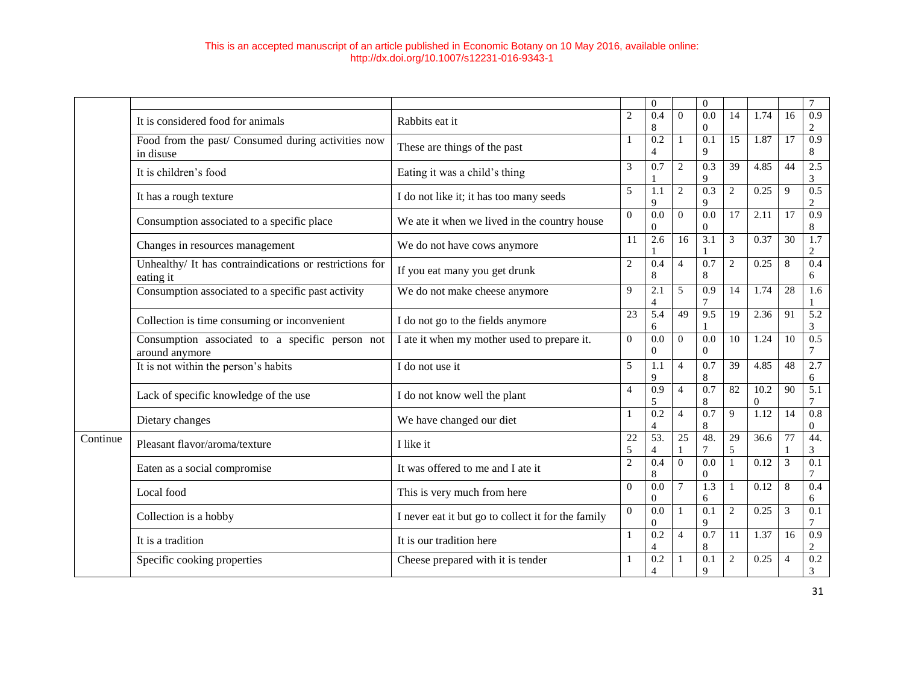| | | | | 0 | | 0 | | | | 7 |
|---|---|---|---|---|---|---|---|---|---|---|
| | It is considered food for animals | Rabbits eat it | 2 | 0.48 | 0 | 0.00 | 14 | 1.74 | 16 | 0.92 |
| | Food from the past/ Consumed during activities now in disuse | These are things of the past | 1 | 0.24 | 1 | 0.19 | 15 | 1.87 | 17 | 0.98 |
| | It is children's food | Eating it was a child's thing | 3 | 0.71 | 2 | 0.39 | 39 | 4.85 | 44 | 2.53 |
| | It has a rough texture | I do not like it; it has too many seeds | 5 | 1.19 | 2 | 0.39 | 2 | 0.25 | 9 | 0.52 |
| | Consumption associated to a specific place | We ate it when we lived in the country house | 0 | 0.00 | 0 | 0.00 | 17 | 2.11 | 17 | 0.98 |
| | Changes in resources management | We do not have cows anymore | 11 | 2.61 | 16 | 3.11 | 3 | 0.37 | 30 | 1.72 |
| | Unhealthy/ It has contraindications or restrictions for eating it | If you eat many you get drunk | 2 | 0.48 | 4 | 0.78 | 2 | 0.25 | 8 | 0.46 |
| | Consumption associated to a specific past activity | We do not make cheese anymore | 9 | 2.14 | 5 | 0.97 | 14 | 1.74 | 28 | 1.61 |
| | Collection is time consuming or inconvenient | I do not go to the fields anymore | 23 | 5.46 | 49 | 9.51 | 19 | 2.36 | 91 | 5.23 |
| | Consumption associated to a specific person not around anymore | I ate it when my mother used to prepare it. | 0 | 0.00 | 0 | 0.00 | 10 | 1.24 | 10 | 0.57 |
| | It is not within the person's habits | I do not use it | 5 | 1.19 | 4 | 0.78 | 39 | 4.85 | 48 | 2.76 |
| | Lack of specific knowledge of the use | I do not know well the plant | 4 | 0.95 | 4 | 0.78 | 82 | 10.20 | 90 | 5.17 |
| | Dietary changes | We have changed our diet | 1 | 0.24 | 4 | 0.78 | 9 | 1.12 | 14 | 0.80 |
| Continue | Pleasant flavor/aroma/texture | I like it | 225 | 53.4 | 251 | 48.7 | 295 | 36.6 | 771 | 44.3 |
| | Eaten as a social compromise | It was offered to me and I ate it | 2 | 0.48 | 0 | 0.00 | 1 | 0.12 | 3 | 0.17 |
| | Local food | This is very much from here | 0 | 0.00 | 7 | 1.36 | 1 | 0.12 | 8 | 0.46 |
| | Collection is a hobby | I never eat it but go to collect it for the family | 0 | 0.00 | 1 | 0.19 | 2 | 0.25 | 3 | 0.17 |
| | It is a tradition | It is our tradition here | 1 | 0.24 | 4 | 0.78 | 11 | 1.37 | 16 | 0.92 |
| | Specific cooking properties | Cheese prepared with it is tender | 1 | 0.24 | 1 | 0.19 | 2 | 0.25 | 4 | 0.23 |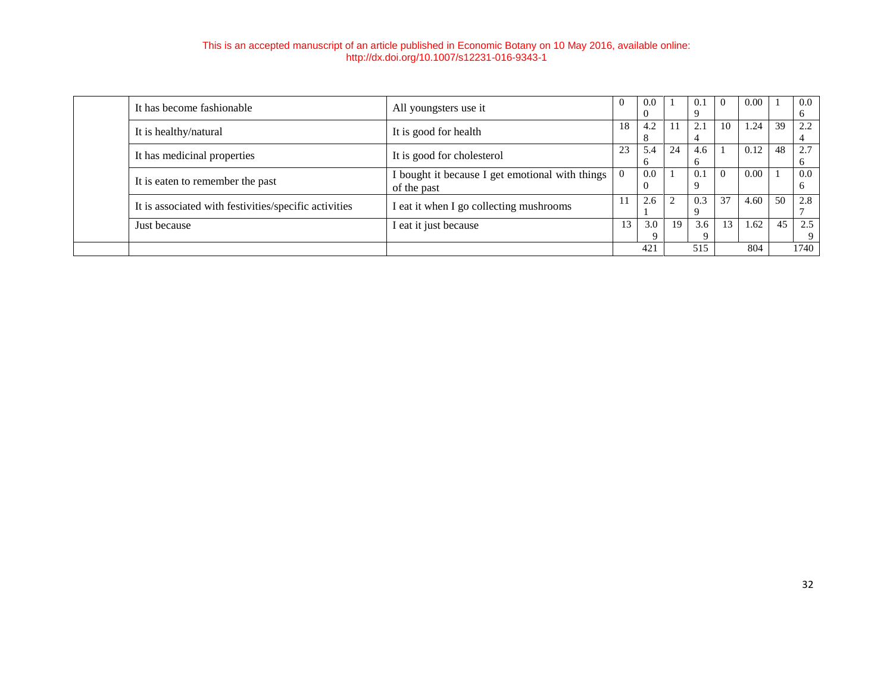|  |  |  |  |  |  |  |  |  |  |  |
|---|---|---|---|---|---|---|---|---|---|---|
|  | It has become fashionable | All youngsters use it | 0 | 0.00 | 1 | 0.19 | 0 | 0.00 | 1 | 0.06 |
|  | It is healthy/natural | It is good for health | 18 | 4.28 | 11 | 2.14 | 10 | 1.24 | 39 | 2.24 |
|  | It has medicinal properties | It is good for cholesterol | 23 | 5.46 | 24 | 4.66 | 1 | 0.12 | 48 | 2.76 |
|  | It is eaten to remember the past | I bought it because I get emotional with things of the past | 0 | 0.00 | 1 | 0.19 | 0 | 0.00 | 1 | 0.06 |
|  | It is associated with festivities/specific activities | I eat it when I go collecting mushrooms | 11 | 2.61 | 2 | 0.39 | 37 | 4.60 | 50 | 2.87 |
|  | Just because | I eat it just because | 13 | 3.09 | 19 | 3.69 | 13 | 1.62 | 45 | 2.59 |
|  |  |  |  | 421 |  | 515 |  | 804 |  | 1740 |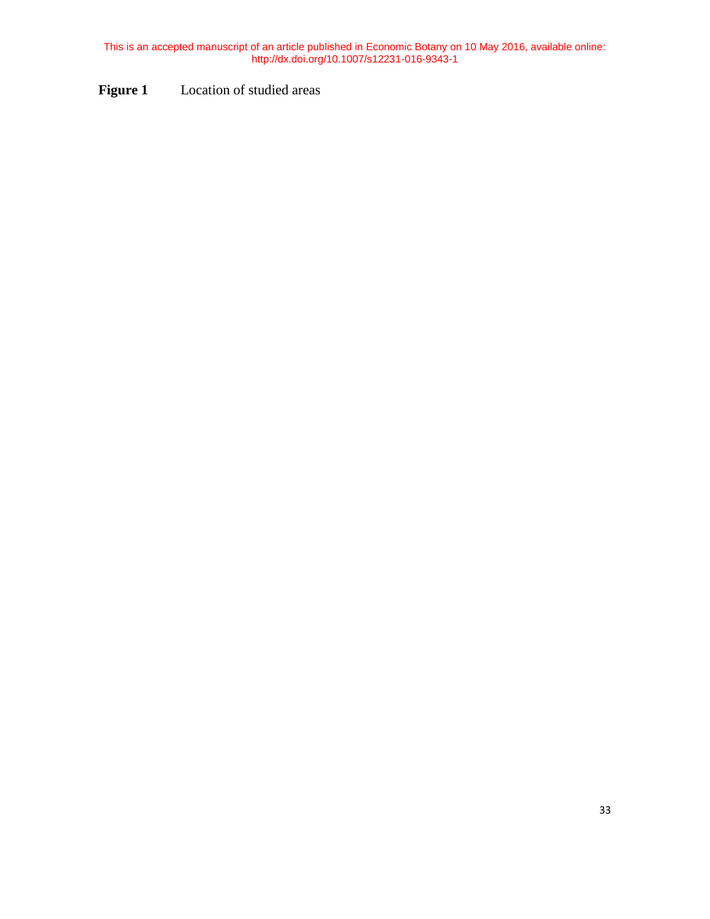**Figure 1** Location of studied areas